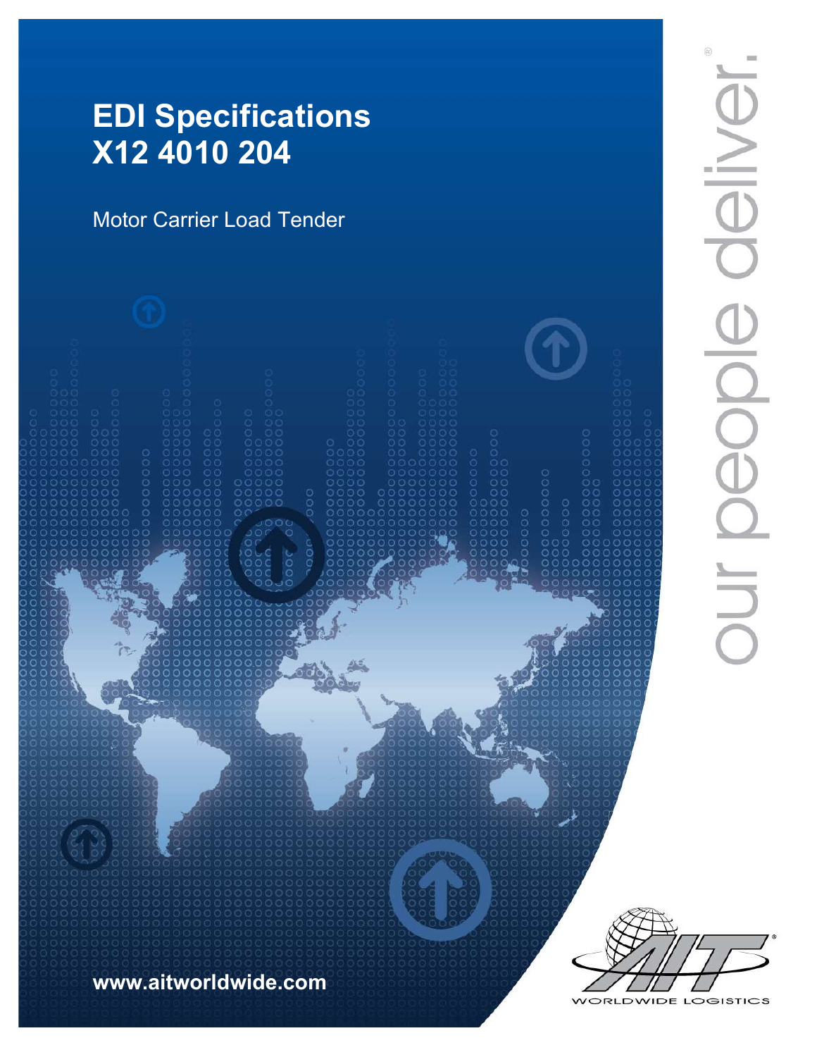# EDI Specifications
# X12 4010 204

Motor Carrier Load Tender

www.aitworldwide.com

our people deliver.®

AIT®

WORLDWIDE LOGISTICS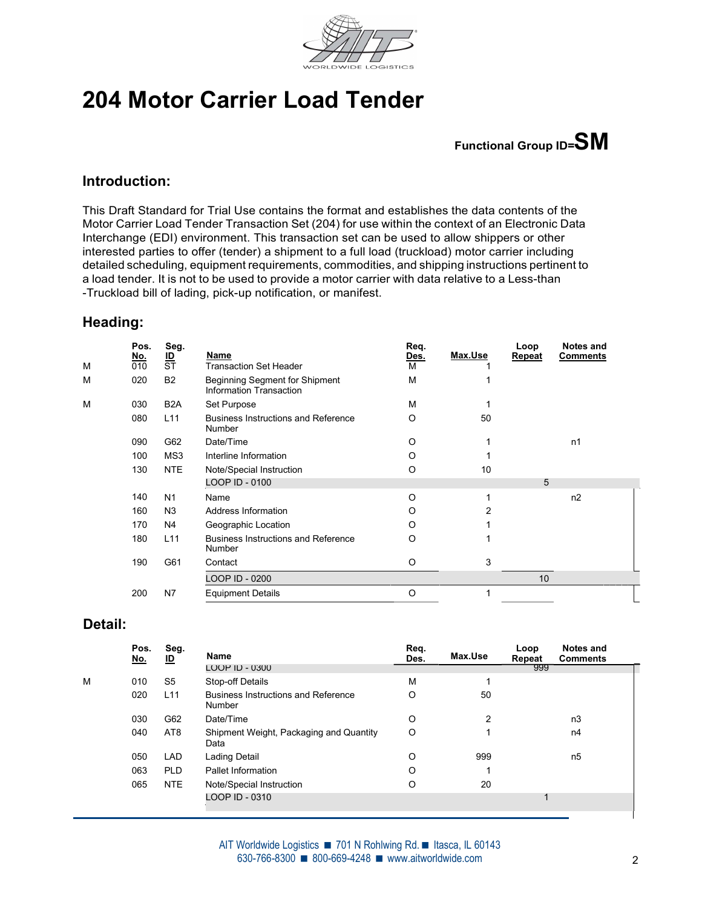# 204 Motor Carrier Load Tender

**Functional Group ID=SM**

## Introduction:

This Draft Standard for Trial Use contains the format and establishes the data contents of the Motor Carrier Load Tender Transaction Set (204) for use within the context of an Electronic Data Interchange (EDI) environment. This transaction set can be used to allow shippers or other interested parties to offer (tender) a shipment to a full load (truckload) motor carrier including detailed scheduling, equipment requirements, commodities, and shipping instructions pertinent to a load tender. It is not to be used to provide a motor carrier with data relative to a Less-than -Truckload bill of lading, pick-up notification, or manifest.

## Heading:

| | Pos. No. | Seg. ID | Name | Req. Des. | Max.Use | Loop Repeat | Notes and Comments |
|---|---|---|---|---|---|---|---|
| M | 010 | ST | Transaction Set Header | M | 1 | | |
| M | 020 | B2 | Beginning Segment for Shipment Information Transaction | M | 1 | | |
| M | 030 | B2A | Set Purpose | M | 1 | | |
| | 080 | L11 | Business Instructions and Reference Number | O | 50 | | |
| | 090 | G62 | Date/Time | O | 1 | | n1 |
| | 100 | MS3 | Interline Information | O | 1 | | |
| | 130 | NTE | Note/Special Instruction | O | 10 | | |
| | | | LOOP ID - 0100 | | | 5 | |
| | 140 | N1 | Name | O | 1 | | n2 |
| | 160 | N3 | Address Information | O | 2 | | |
| | 170 | N4 | Geographic Location | O | 1 | | |
| | 180 | L11 | Business Instructions and Reference Number | O | 1 | | |
| | 190 | G61 | Contact | O | 3 | | |
| | | | LOOP ID - 0200 | | | 10 | |
| | 200 | N7 | Equipment Details | O | 1 | | |

## Detail:

| | Pos. No. | Seg. ID | Name | Req. Des. | Max.Use | Loop Repeat | Notes and Comments |
|---|---|---|---|---|---|---|---|
| | | | LOOP ID - 0300 | | | 999 | |
| M | 010 | S5 | Stop-off Details | M | 1 | | |
| | 020 | L11 | Business Instructions and Reference Number | O | 50 | | |
| | 030 | G62 | Date/Time | O | 2 | | n3 |
| | 040 | AT8 | Shipment Weight, Packaging and Quantity Data | O | 1 | | n4 |
| | 050 | LAD | Lading Detail | O | 999 | | n5 |
| | 063 | PLD | Pallet Information | O | 1 | | |
| | 065 | NTE | Note/Special Instruction | O | 20 | | |
| | | | LOOP ID - 0310 | | | 1 | |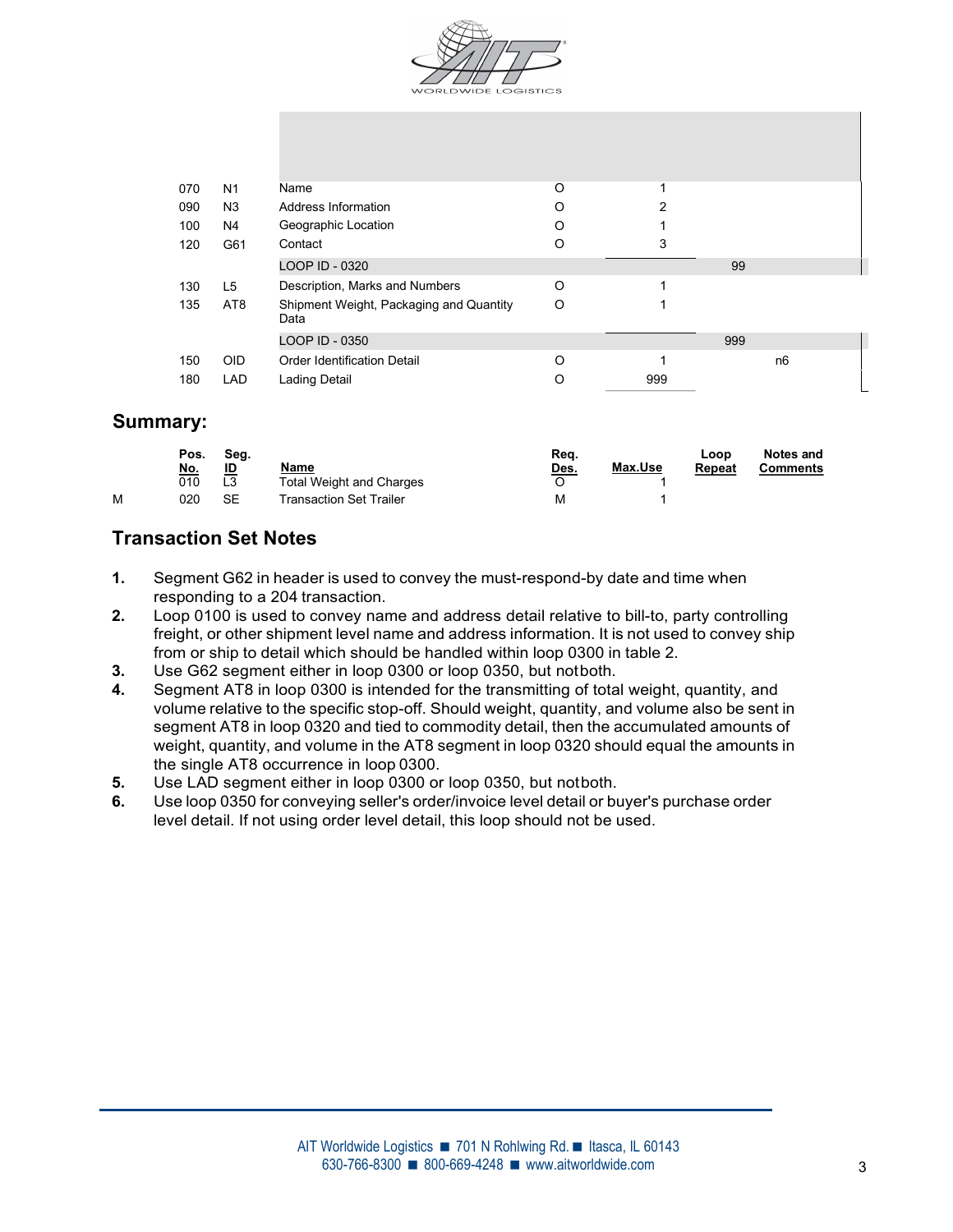| | Pos. No. | Seg. ID | Name | Req. Des. | Max.Use | Loop Repeat | Notes and Comments |
|---|---|---|---|---|---|---|---|
| | 070 | N1 | Name | O | 1 | | |
| | 090 | N3 | Address Information | O | 2 | | |
| | 100 | N4 | Geographic Location | O | 1 | | |
| | 120 | G61 | Contact | O | 3 | | |
| | | | LOOP ID - 0320 | | | 99 | |
| | 130 | L5 | Description, Marks and Numbers | O | 1 | | |
| | 135 | AT8 | Shipment Weight, Packaging and Quantity Data | O | 1 | | |
| | | | LOOP ID - 0350 | | | 999 | |
| | 150 | OID | Order Identification Detail | O | 1 | | n6 |
| | 180 | LAD | Lading Detail | O | 999 | | |

## Summary:

| | Pos. No. | Seg. ID | Name | Req. Des. | Max.Use | Loop Repeat | Notes and Comments |
|---|---|---|---|---|---|---|---|
| | 010 | L3 | Total Weight and Charges | O | 1 | | |
| M | 020 | SE | Transaction Set Trailer | M | 1 | | |

## Transaction Set Notes

1. Segment G62 in header is used to convey the must-respond-by date and time when responding to a 204 transaction.
2. Loop 0100 is used to convey name and address detail relative to bill-to, party controlling freight, or other shipment level name and address information. It is not used to convey ship from or ship to detail which should be handled within loop 0300 in table 2.
3. Use G62 segment either in loop 0300 or loop 0350, but notboth.
4. Segment AT8 in loop 0300 is intended for the transmitting of total weight, quantity, and volume relative to the specific stop-off. Should weight, quantity, and volume also be sent in segment AT8 in loop 0320 and tied to commodity detail, then the accumulated amounts of weight, quantity, and volume in the AT8 segment in loop 0320 should equal the amounts in the single AT8 occurrence in loop 0300.
5. Use LAD segment either in loop 0300 or loop 0350, but notboth.
6. Use loop 0350 for conveying seller's order/invoice level detail or buyer's purchase order level detail. If not using order level detail, this loop should not be used.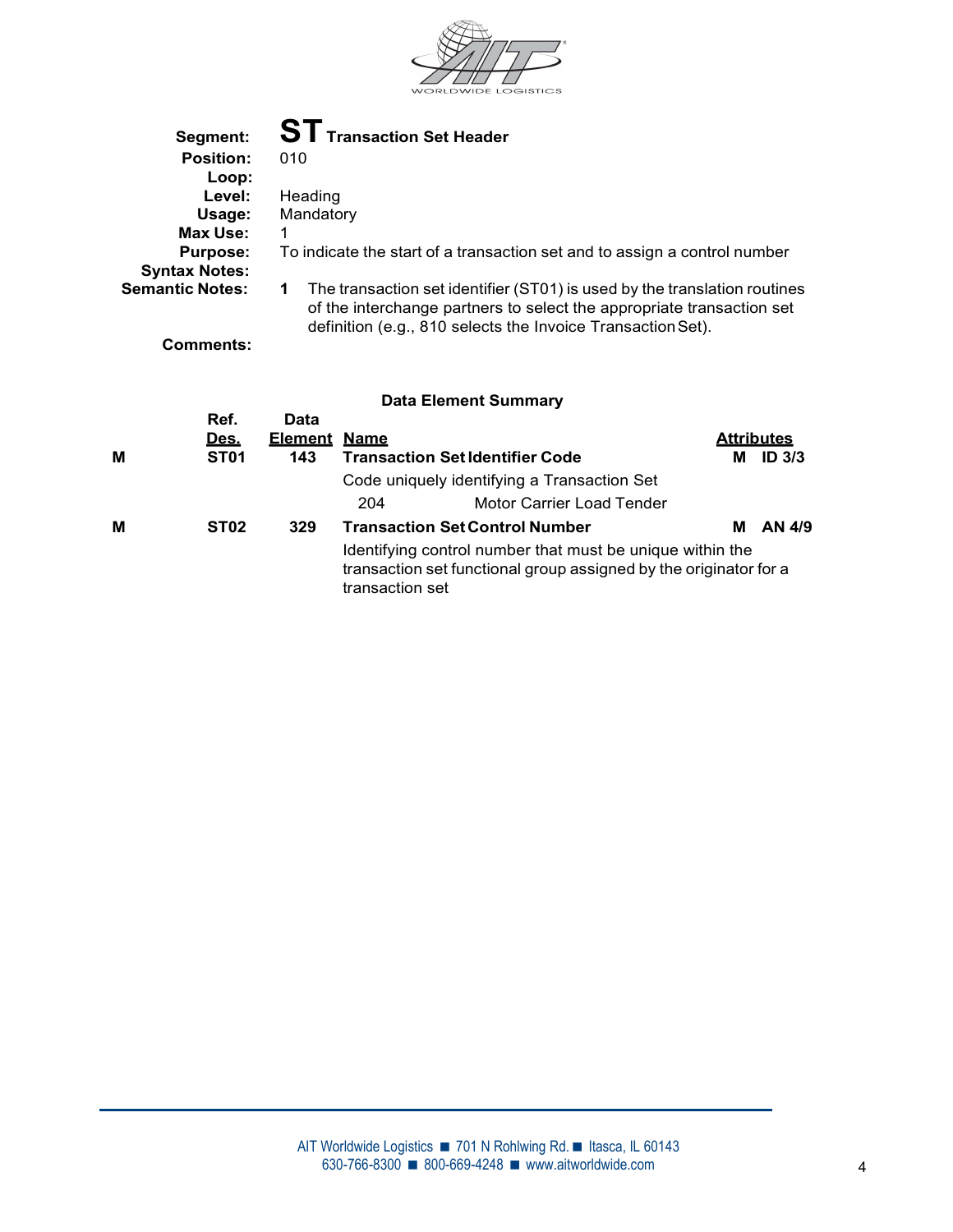## ST Transaction Set Header

**Segment:** ST Transaction Set Header
**Position:** 010
**Loop:**
**Level:** Heading
**Usage:** Mandatory
**Max Use:** 1
**Purpose:** To indicate the start of a transaction set and to assign a control number
**Syntax Notes:**
**Semantic Notes:**

1. The transaction set identifier (ST01) is used by the translation routines of the interchange partners to select the appropriate transaction set definition (e.g., 810 selects the Invoice Transaction Set).

**Comments:**

### Data Element Summary

| | Ref. Des. | Data Element | Name | Attributes |
|---|---|---|---|---|
| M | ST01 | 143 | **Transaction Set Identifier Code**<br>Code uniquely identifying a Transaction Set<br>204 Motor Carrier Load Tender | M ID 3/3 |
| M | ST02 | 329 | **Transaction Set Control Number**<br>Identifying control number that must be unique within the transaction set functional group assigned by the originator for a transaction set | M AN 4/9 |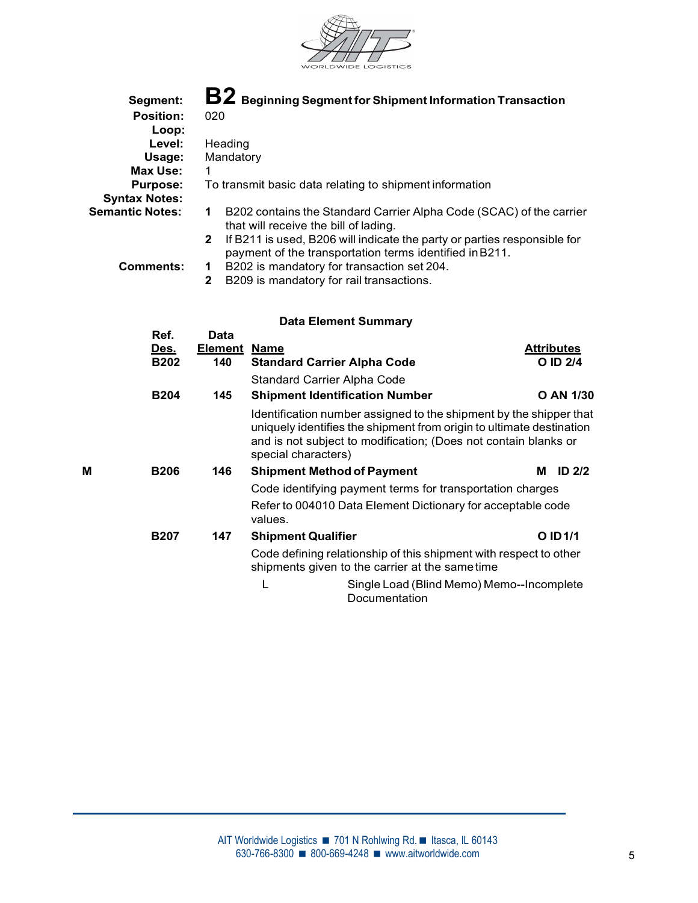## Segment: B2 Beginning Segment for Shipment Information Transaction

**Position:** 020

**Loop:**

**Level:** Heading

**Usage:** Mandatory

**Max Use:** 1

**Purpose:** To transmit basic data relating to shipment information

**Syntax Notes:**

**Semantic Notes:**

1. B202 contains the Standard Carrier Alpha Code (SCAC) of the carrier that will receive the bill of lading.
2. If B211 is used, B206 will indicate the party or parties responsible for payment of the transportation terms identified in B211.

**Comments:**

1. B202 is mandatory for transaction set 204.
2. B209 is mandatory for rail transactions.

### Data Element Summary

| | Ref. Des. | Data Element | Name | Attributes |
|---|---|---|---|---|
| | **B202** | **140** | **Standard Carrier Alpha Code** | **O ID 2/4** |
| | | | Standard Carrier Alpha Code | |
| | **B204** | **145** | **Shipment Identification Number** | **O AN 1/30** |
| | | | Identification number assigned to the shipment by the shipper that uniquely identifies the shipment from origin to ultimate destination and is not subject to modification; (Does not contain blanks or special characters) | |
| **M** | **B206** | **146** | **Shipment Method of Payment** | **M ID 2/2** |
| | | | Code identifying payment terms for transportation charges<br>Refer to 004010 Data Element Dictionary for acceptable code values. | |
| | **B207** | **147** | **Shipment Qualifier** | **O ID 1/1** |
| | | | Code defining relationship of this shipment with respect to other shipments given to the carrier at the same time | |
| | | | L — Single Load (Blind Memo) Memo--Incomplete Documentation | |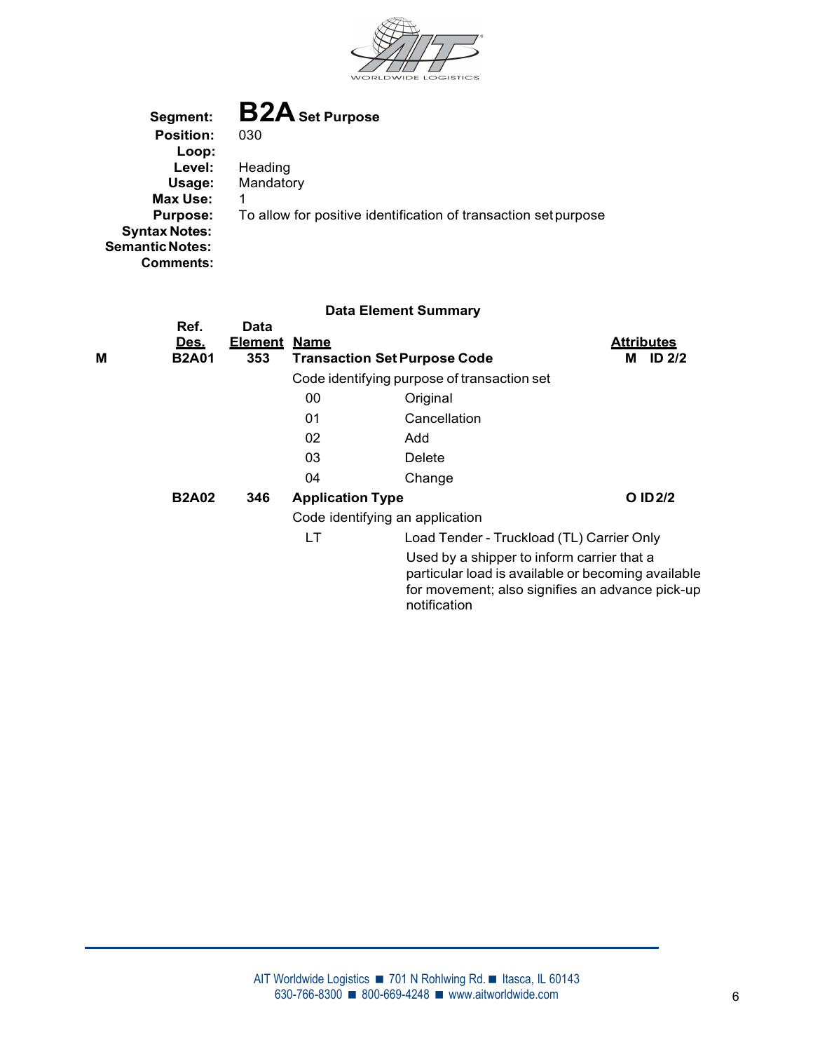**Segment:** **B2A** **Set Purpose**
**Position:** 030
**Loop:**
**Level:** Heading
**Usage:** Mandatory
**Max Use:** 1
**Purpose:** To allow for positive identification of transaction set purpose
**Syntax Notes:**
**Semantic Notes:**
**Comments:**

### Data Element Summary

| | Ref. Des. | Data Element | Name | Attributes |
|---|---|---|---|---|
| M | **B2A01** | **353** | **Transaction Set Purpose Code** | **M ID 2/2** |
| | | | Code identifying purpose of transaction set | |
| | | | 00 Original | |
| | | | 01 Cancellation | |
| | | | 02 Add | |
| | | | 03 Delete | |
| | | | 04 Change | |
| | **B2A02** | **346** | **Application Type** | **O ID 2/2** |
| | | | Code identifying an application | |
| | | | LT Load Tender - Truckload (TL) Carrier Only<br>Used by a shipper to inform carrier that a particular load is available or becoming available for movement; also signifies an advance pick-up notification | |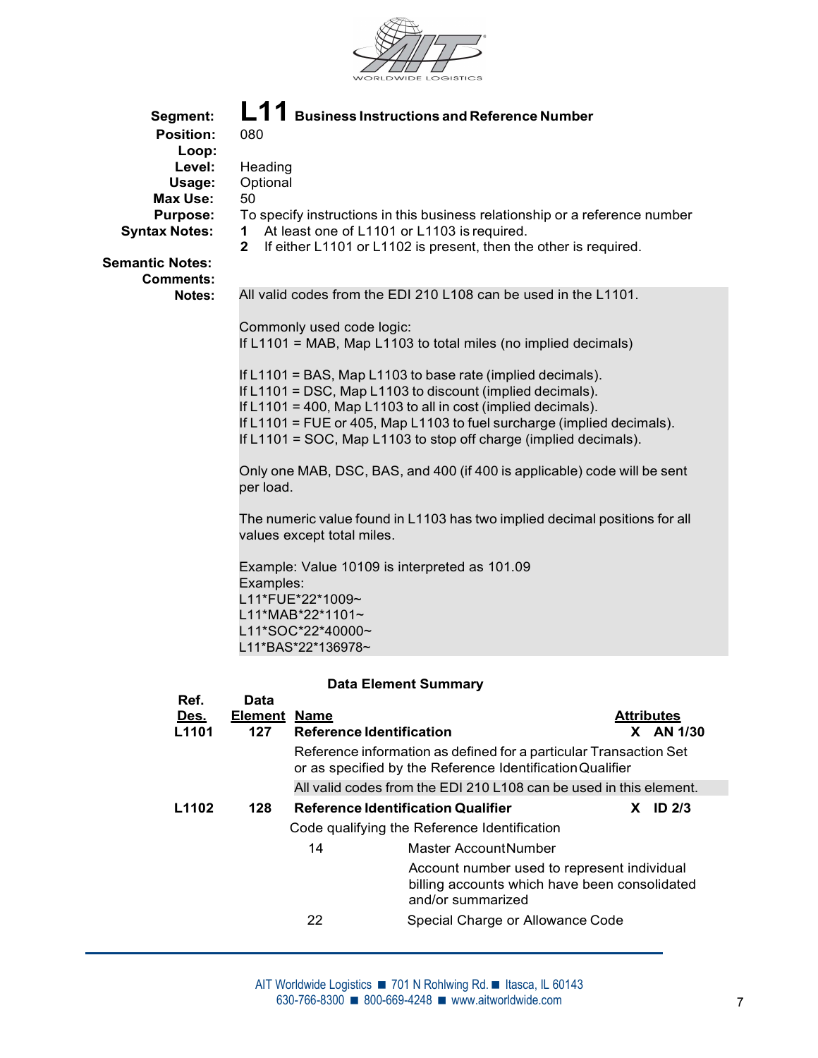# L11 Business Instructions and Reference Number

**Segment:** L11 Business Instructions and Reference Number
**Position:** 080
**Loop:**
**Level:** Heading
**Usage:** Optional
**Max Use:** 50
**Purpose:** To specify instructions in this business relationship or a reference number
**Syntax Notes:**
1. At least one of L1101 or L1103 is required.
2. If either L1101 or L1102 is present, then the other is required.

**Semantic Notes:**
**Comments:**
**Notes:**

All valid codes from the EDI 210 L108 can be used in the L1101.

Commonly used code logic:
If L1101 = MAB, Map L1103 to total miles (no implied decimals)

If L1101 = BAS, Map L1103 to base rate (implied decimals).
If L1101 = DSC, Map L1103 to discount (implied decimals).
If L1101 = 400, Map L1103 to all in cost (implied decimals).
If L1101 = FUE or 405, Map L1103 to fuel surcharge (implied decimals).
If L1101 = SOC, Map L1103 to stop off charge (implied decimals).

Only one MAB, DSC, BAS, and 400 (if 400 is applicable) code will be sent per load.

The numeric value found in L1103 has two implied decimal positions for all values except total miles.

Example: Value 10109 is interpreted as 101.09
Examples:

```
L11*FUE*22*1009~
L11*MAB*22*1101~
L11*SOC*22*40000~
L11*BAS*22*136978~
```

## Data Element Summary

| Ref. Des. | Data Element | Name | Attributes |
|---|---|---|---|
| L1101 | 127 | **Reference Identification** | X AN 1/30 |
| | | Reference information as defined for a particular Transaction Set or as specified by the Reference Identification Qualifier | |
| | | All valid codes from the EDI 210 L108 can be used in this element. | |
| L1102 | 128 | **Reference Identification Qualifier** | X ID 2/3 |
| | | Code qualifying the Reference Identification | |
| | | 14 — Master Account Number: Account number used to represent individual billing accounts which have been consolidated and/or summarized | |
| | | 22 — Special Charge or Allowance Code | |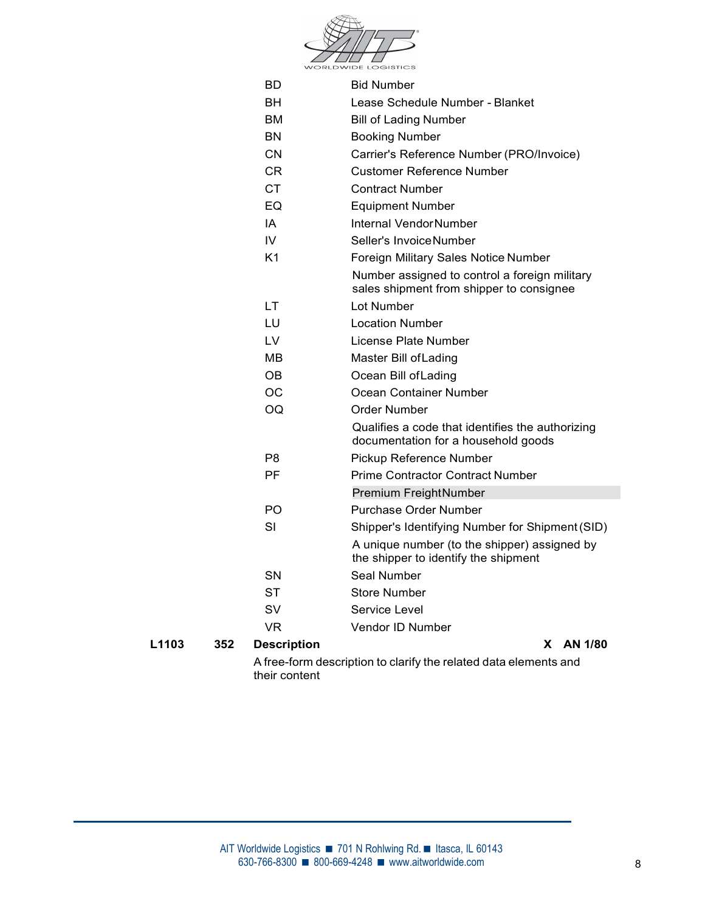| Code | Description |
|---|---|
| BD | Bid Number |
| BH | Lease Schedule Number - Blanket |
| BM | Bill of Lading Number |
| BN | Booking Number |
| CN | Carrier's Reference Number (PRO/Invoice) |
| CR | Customer Reference Number |
| CT | Contract Number |
| EQ | Equipment Number |
| IA | Internal Vendor Number |
| IV | Seller's Invoice Number |
| K1 | Foreign Military Sales Notice Number<br>Number assigned to control a foreign military sales shipment from shipper to consignee |
| LT | Lot Number |
| LU | Location Number |
| LV | License Plate Number |
| MB | Master Bill of Lading |
| OB | Ocean Bill of Lading |
| OC | Ocean Container Number |
| OQ | Order Number<br>Qualifies a code that identifies the authorizing documentation for a household goods |
| P8 | Pickup Reference Number |
| PF | Prime Contractor Contract Number<br>Premium Freight Number |
| PO | Purchase Order Number |
| SI | Shipper's Identifying Number for Shipment (SID)<br>A unique number (to the shipper) assigned by the shipper to identify the shipment |
| SN | Seal Number |
| ST | Store Number |
| SV | Service Level |
| VR | Vendor ID Number |

**L1103 352 Description X AN 1/80**

A free-form description to clarify the related data elements and their content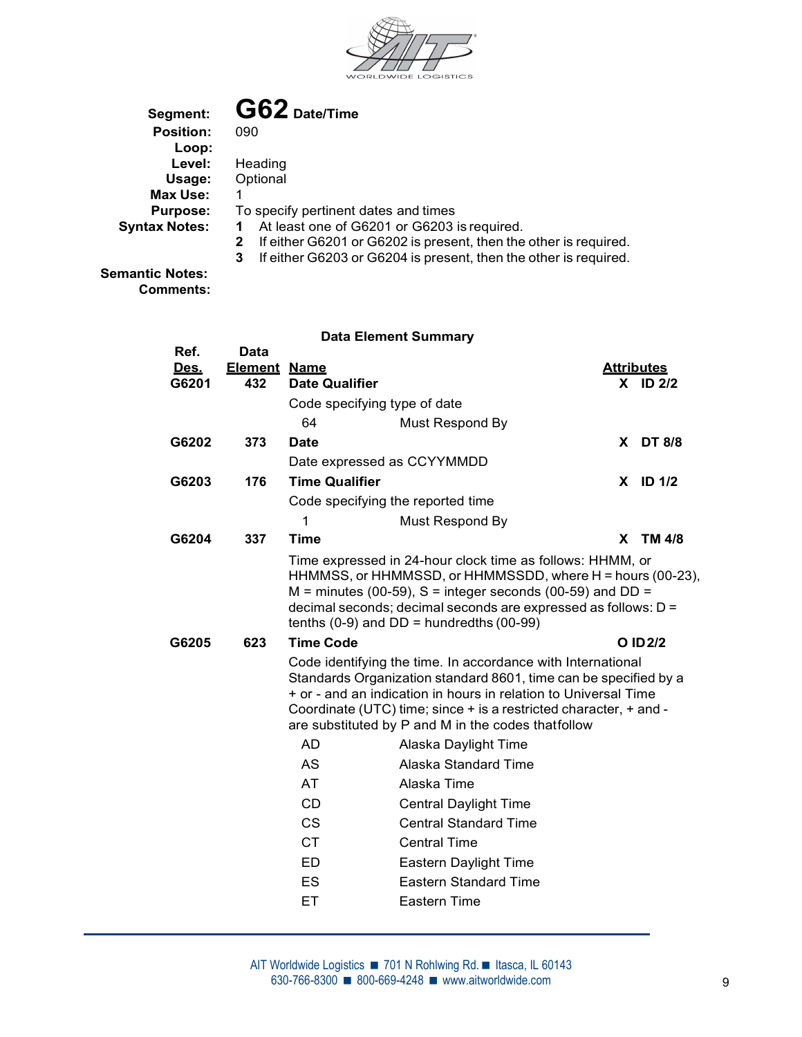**Segment:** **G62** **Date/Time**
**Position:** 090
**Loop:**
**Level:** Heading
**Usage:** Optional
**Max Use:** 1
**Purpose:** To specify pertinent dates and times
**Syntax Notes:**
1. At least one of G6201 or G6203 is required.
2. If either G6201 or G6202 is present, then the other is required.
3. If either G6203 or G6204 is present, then the other is required.

**Semantic Notes:**
**Comments:**

**Data Element Summary**

| Ref. Des. | Data Element | Name | | Attributes |
|---|---|---|---|---|
| **G6201** | **432** | **Date Qualifier** | | **X ID 2/2** |
| | | Code specifying type of date | | |
| | | 64 | Must Respond By | |
| **G6202** | **373** | **Date** | | **X DT 8/8** |
| | | Date expressed as CCYYMMDD | | |
| **G6203** | **176** | **Time Qualifier** | | **X ID 1/2** |
| | | Code specifying the reported time | | |
| | | 1 | Must Respond By | |
| **G6204** | **337** | **Time** | | **X TM 4/8** |
| | | Time expressed in 24-hour clock time as follows: HHMM, or HHMMSS, or HHMMSSD, or HHMMSSDD, where H = hours (00-23), M = minutes (00-59), S = integer seconds (00-59) and DD = decimal seconds; decimal seconds are expressed as follows: D = tenths (0-9) and DD = hundredths (00-99) | | |
| **G6205** | **623** | **Time Code** | | **O ID 2/2** |
| | | Code identifying the time. In accordance with International Standards Organization standard 8601, time can be specified by a + or - and an indication in hours in relation to Universal Time Coordinate (UTC) time; since + is a restricted character, + and - are substituted by P and M in the codes that follow | | |
| | | AD | Alaska Daylight Time | |
| | | AS | Alaska Standard Time | |
| | | AT | Alaska Time | |
| | | CD | Central Daylight Time | |
| | | CS | Central Standard Time | |
| | | CT | Central Time | |
| | | ED | Eastern Daylight Time | |
| | | ES | Eastern Standard Time | |
| | | ET | Eastern Time | |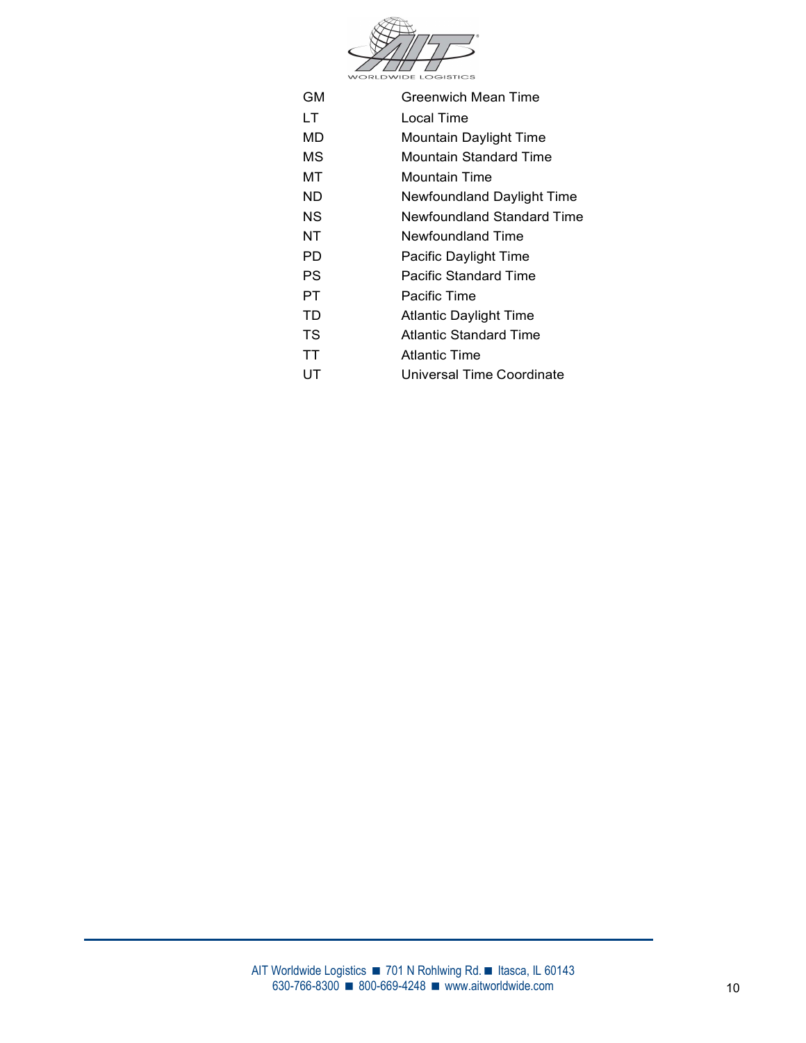| | |
|---|---|
| GM | Greenwich Mean Time |
| LT | Local Time |
| MD | Mountain Daylight Time |
| MS | Mountain Standard Time |
| MT | Mountain Time |
| ND | Newfoundland Daylight Time |
| NS | Newfoundland Standard Time |
| NT | Newfoundland Time |
| PD | Pacific Daylight Time |
| PS | Pacific Standard Time |
| PT | Pacific Time |
| TD | Atlantic Daylight Time |
| TS | Atlantic Standard Time |
| TT | Atlantic Time |
| UT | Universal Time Coordinate |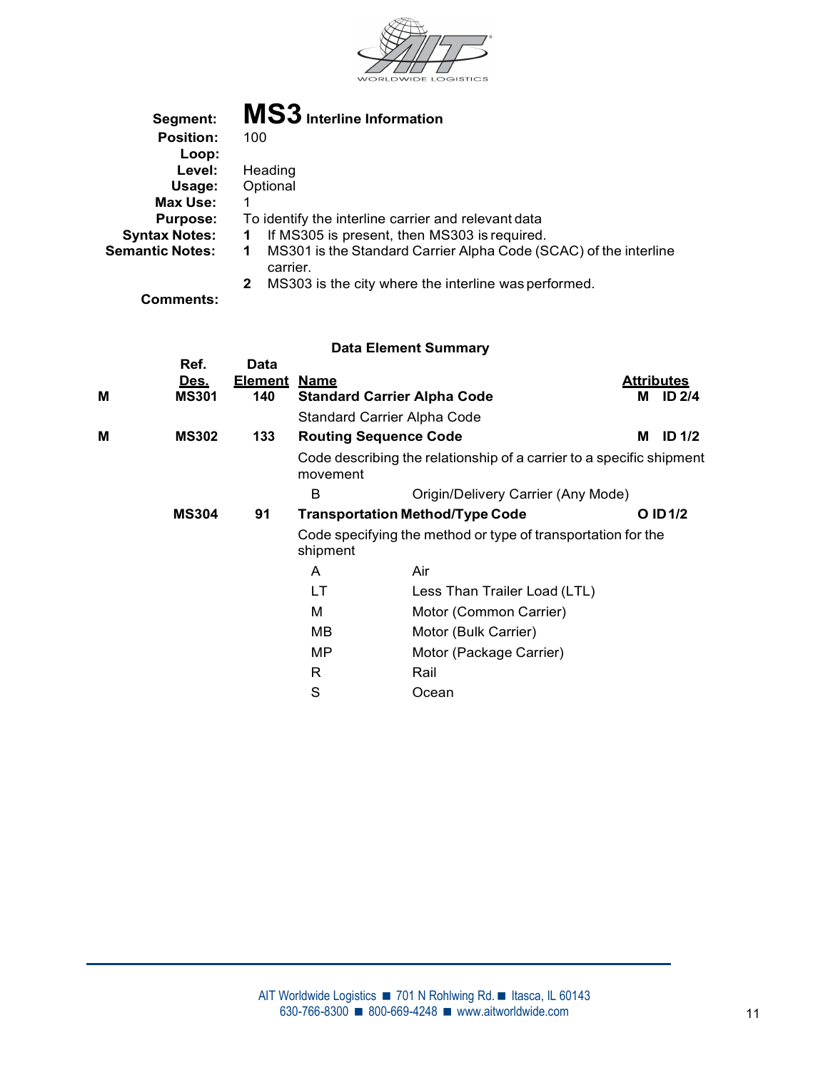**Segment:** **MS3** **Interline Information**
**Position:** 100
**Loop:**
**Level:** Heading
**Usage:** Optional
**Max Use:** 1
**Purpose:** To identify the interline carrier and relevant data
**Syntax Notes:**
1 If MS305 is present, then MS303 is required.

**Semantic Notes:**
1 MS301 is the Standard Carrier Alpha Code (SCAC) of the interline carrier.
2 MS303 is the city where the interline was performed.

**Comments:**

### Data Element Summary

| | Ref. Des. | Data Element | Name | | Attributes |
|---|---|---|---|---|---|
| **M** | **MS301** | **140** | **Standard Carrier Alpha Code** | | **M ID 2/4** |
| | | | Standard Carrier Alpha Code | | |
| **M** | **MS302** | **133** | **Routing Sequence Code** | | **M ID 1/2** |
| | | | Code describing the relationship of a carrier to a specific shipment movement | | |
| | | | B | Origin/Delivery Carrier (Any Mode) | |
| | **MS304** | **91** | **Transportation Method/Type Code** | | **O ID 1/2** |
| | | | Code specifying the method or type of transportation for the shipment | | |
| | | | A | Air | |
| | | | LT | Less Than Trailer Load (LTL) | |
| | | | M | Motor (Common Carrier) | |
| | | | MB | Motor (Bulk Carrier) | |
| | | | MP | Motor (Package Carrier) | |
| | | | R | Rail | |
| | | | S | Ocean | |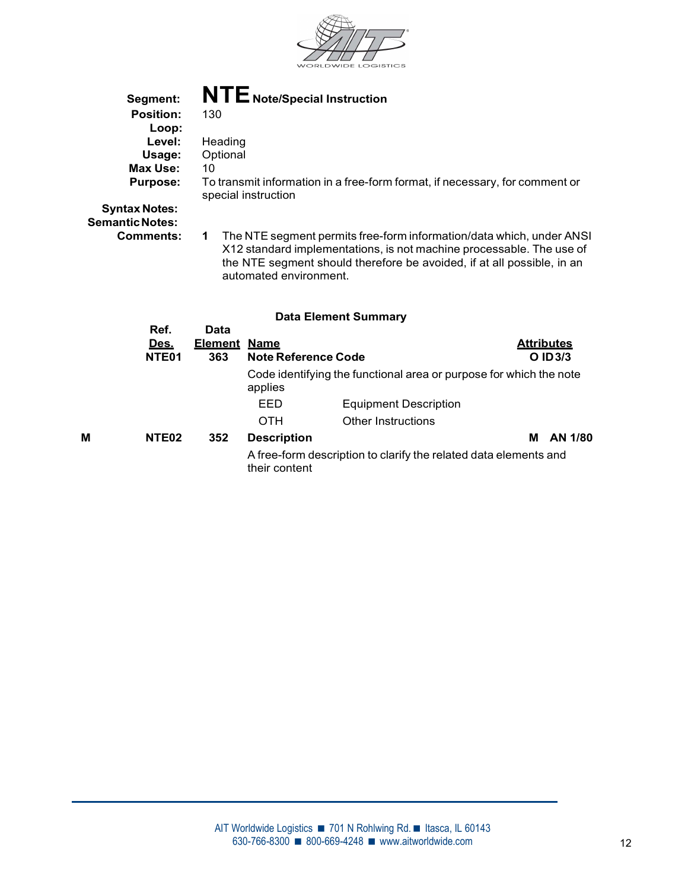**Segment:** **NTE** Note/Special Instruction

**Position:** 130

**Loop:**

**Level:** Heading

**Usage:** Optional

**Max Use:** 10

**Purpose:** To transmit information in a free-form format, if necessary, for comment or special instruction

**Syntax Notes:**

**Semantic Notes:**

**Comments:**

1. The NTE segment permits free-form information/data which, under ANSI X12 standard implementations, is not machine processable. The use of the NTE segment should therefore be avoided, if at all possible, in an automated environment.

### Data Element Summary

| | Ref. Des. | Data Element | Name | | Attributes |
|---|---|---|---|---|---|
| | NTE01 | 363 | **Note Reference Code** | | O ID 3/3 |
| | | | Code identifying the functional area or purpose for which the note applies | | |
| | | | EED | Equipment Description | |
| | | | OTH | Other Instructions | |
| M | NTE02 | 352 | **Description** | | M AN 1/80 |
| | | | A free-form description to clarify the related data elements and their content | | |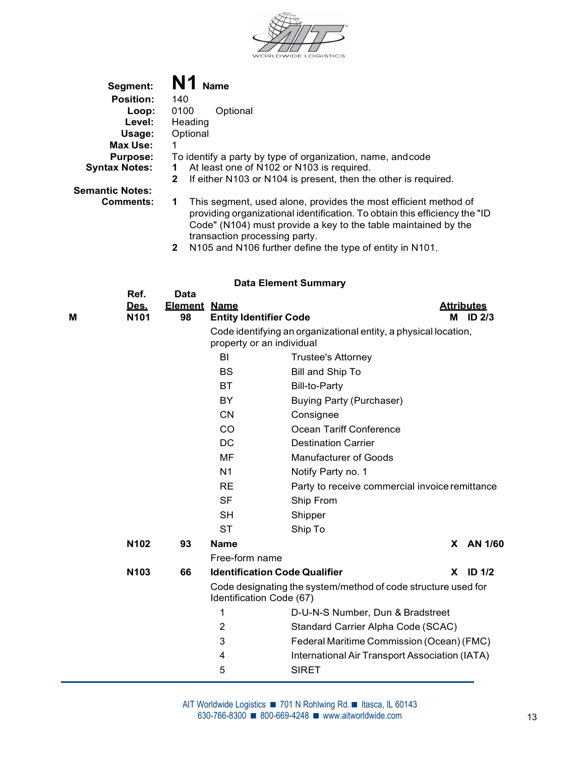| | |
|---|---|
| **Segment:** | **N1** **Name** |
| **Position:** | 140 |
| **Loop:** | 0100 Optional |
| **Level:** | Heading |
| **Usage:** | Optional |
| **Max Use:** | 1 |
| **Purpose:** | To identify a party by type of organization, name, and code |
| **Syntax Notes:** | **1** At least one of N102 or N103 is required. |
| | **2** If either N103 or N104 is present, then the other is required. |
| **Semantic Notes:** | |
| **Comments:** | **1** This segment, used alone, provides the most efficient method of providing organizational identification. To obtain this efficiency the "ID Code" (N104) must provide a key to the table maintained by the transaction processing party. |
| | **2** N105 and N106 further define the type of entity in N101. |

### Data Element Summary

| | Ref. Des. | Data Element | Name | | Attributes |
|---|---|---|---|---|---|
| **M** | **N101** | **98** | **Entity Identifier Code** | | **M ID 2/3** |
| | | | Code identifying an organizational entity, a physical location, property or an individual | | |
| | | | BI | Trustee's Attorney | |
| | | | BS | Bill and Ship To | |
| | | | BT | Bill-to-Party | |
| | | | BY | Buying Party (Purchaser) | |
| | | | CN | Consignee | |
| | | | CO | Ocean Tariff Conference | |
| | | | DC | Destination Carrier | |
| | | | MF | Manufacturer of Goods | |
| | | | N1 | Notify Party no. 1 | |
| | | | RE | Party to receive commercial invoice remittance | |
| | | | SF | Ship From | |
| | | | SH | Shipper | |
| | | | ST | Ship To | |
| | **N102** | **93** | **Name** | | **X AN 1/60** |
| | | | Free-form name | | |
| | **N103** | **66** | **Identification Code Qualifier** | | **X ID 1/2** |
| | | | Code designating the system/method of code structure used for Identification Code (67) | | |
| | | | 1 | D-U-N-S Number, Dun & Bradstreet | |
| | | | 2 | Standard Carrier Alpha Code (SCAC) | |
| | | | 3 | Federal Maritime Commission (Ocean) (FMC) | |
| | | | 4 | International Air Transport Association (IATA) | |
| | | | 5 | SIRET | |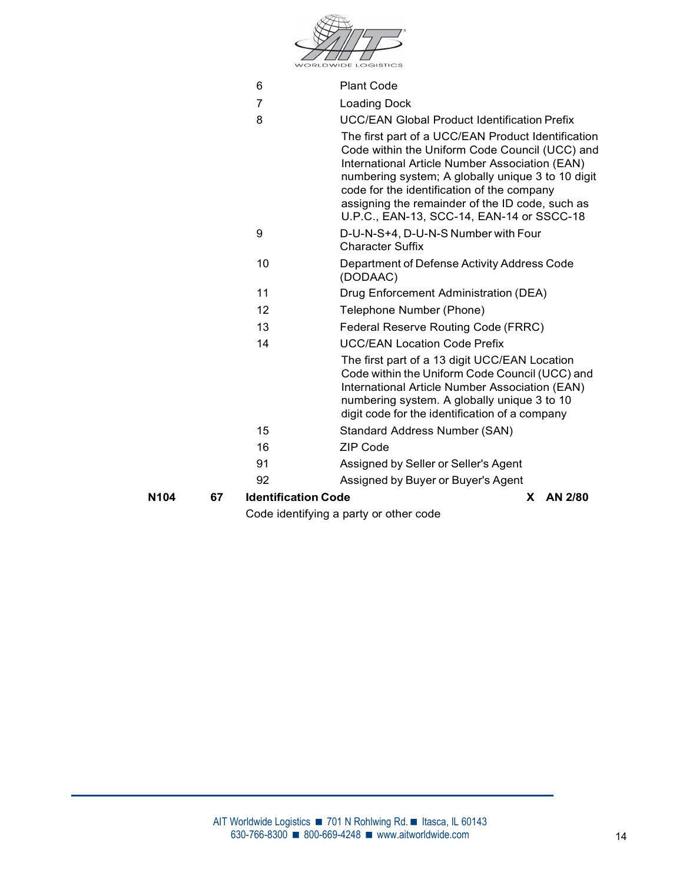| Code | Description |
|---|---|
| 6 | Plant Code |
| 7 | Loading Dock |
| 8 | UCC/EAN Global Product Identification Prefix<br>The first part of a UCC/EAN Product Identification Code within the Uniform Code Council (UCC) and International Article Number Association (EAN) numbering system; A globally unique 3 to 10 digit code for the identification of the company assigning the remainder of the ID code, such as U.P.C., EAN-13, SCC-14, EAN-14 or SSCC-18 |
| 9 | D-U-N-S+4, D-U-N-S Number with Four Character Suffix |
| 10 | Department of Defense Activity Address Code (DODAAC) |
| 11 | Drug Enforcement Administration (DEA) |
| 12 | Telephone Number (Phone) |
| 13 | Federal Reserve Routing Code (FRRC) |
| 14 | UCC/EAN Location Code Prefix<br>The first part of a 13 digit UCC/EAN Location Code within the Uniform Code Council (UCC) and International Article Number Association (EAN) numbering system. A globally unique 3 to 10 digit code for the identification of a company |
| 15 | Standard Address Number (SAN) |
| 16 | ZIP Code |
| 91 | Assigned by Seller or Seller's Agent |
| 92 | Assigned by Buyer or Buyer's Agent |

**N104 67 Identification Code X AN 2/80**

Code identifying a party or other code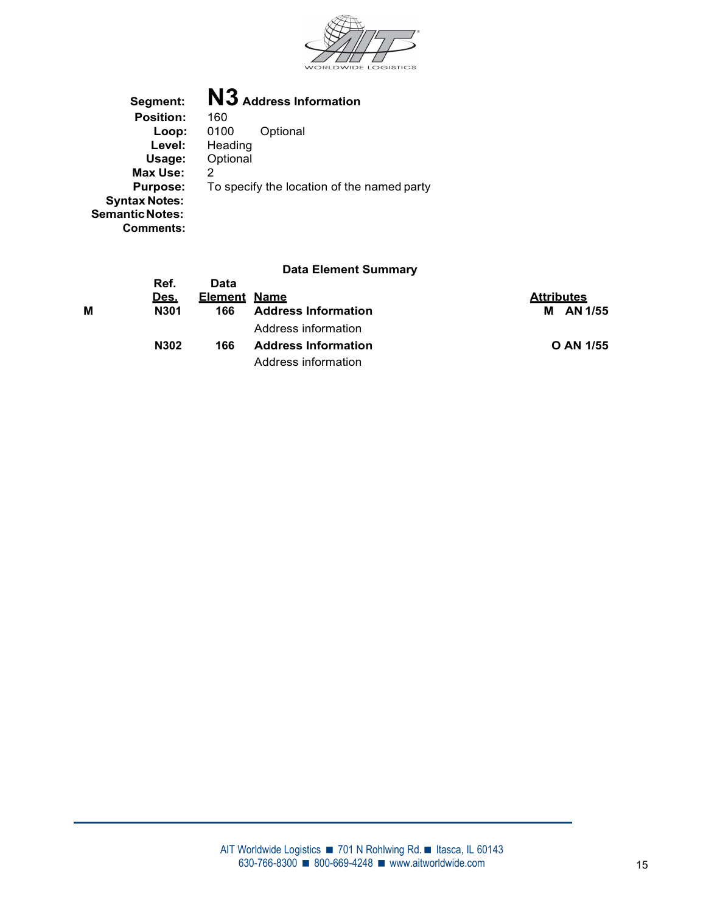**Segment:** **N3** **Address Information**
**Position:** 160
**Loop:** 0100 Optional
**Level:** Heading
**Usage:** Optional
**Max Use:** 2
**Purpose:** To specify the location of the named party
**Syntax Notes:**
**Semantic Notes:**
**Comments:**

### Data Element Summary

| | Ref. Des. | Data Element | Name | Attributes |
|---|---|---|---|---|
| M | N301 | 166 | **Address Information**<br>Address information | M AN 1/55 |
| | N302 | 166 | **Address Information**<br>Address information | O AN 1/55 |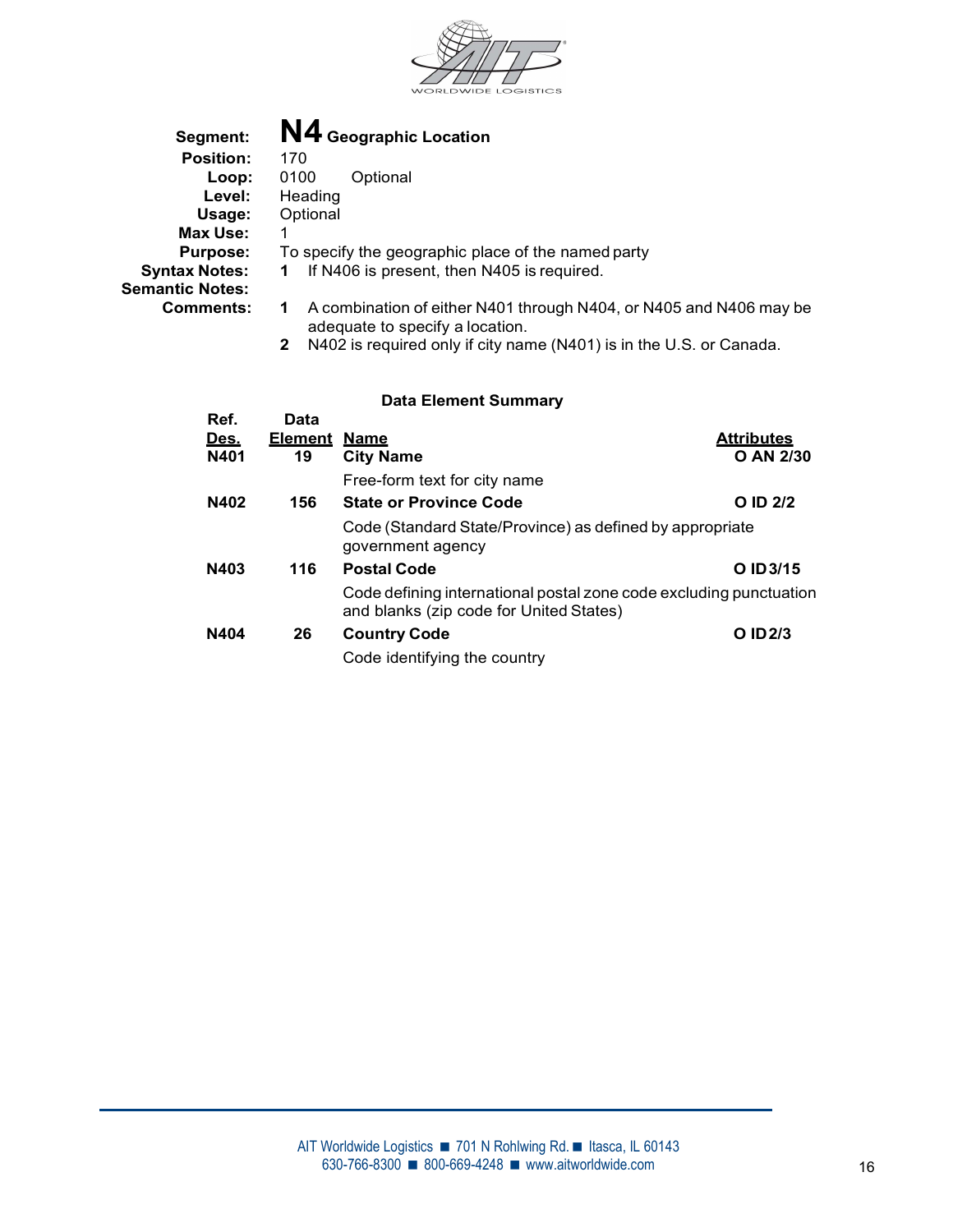**Segment:** **N4** **Geographic Location**

**Position:** 170

**Loop:** 0100 Optional

**Level:** Heading

**Usage:** Optional

**Max Use:** 1

**Purpose:** To specify the geographic place of the named party

**Syntax Notes:** **1** If N406 is present, then N405 is required.

**Semantic Notes:**

**Comments:**

**1** A combination of either N401 through N404, or N405 and N406 may be adequate to specify a location.

**2** N402 is required only if city name (N401) is in the U.S. or Canada.

**Data Element Summary**

| Ref. Des. | Data Element | Name | Attributes |
|---|---|---|---|
| **N401** | **19** | **City Name**<br>Free-form text for city name | **O AN 2/30** |
| **N402** | **156** | **State or Province Code**<br>Code (Standard State/Province) as defined by appropriate government agency | **O ID 2/2** |
| **N403** | **116** | **Postal Code**<br>Code defining international postal zone code excluding punctuation and blanks (zip code for United States) | **O ID 3/15** |
| **N404** | **26** | **Country Code**<br>Code identifying the country | **O ID 2/3** |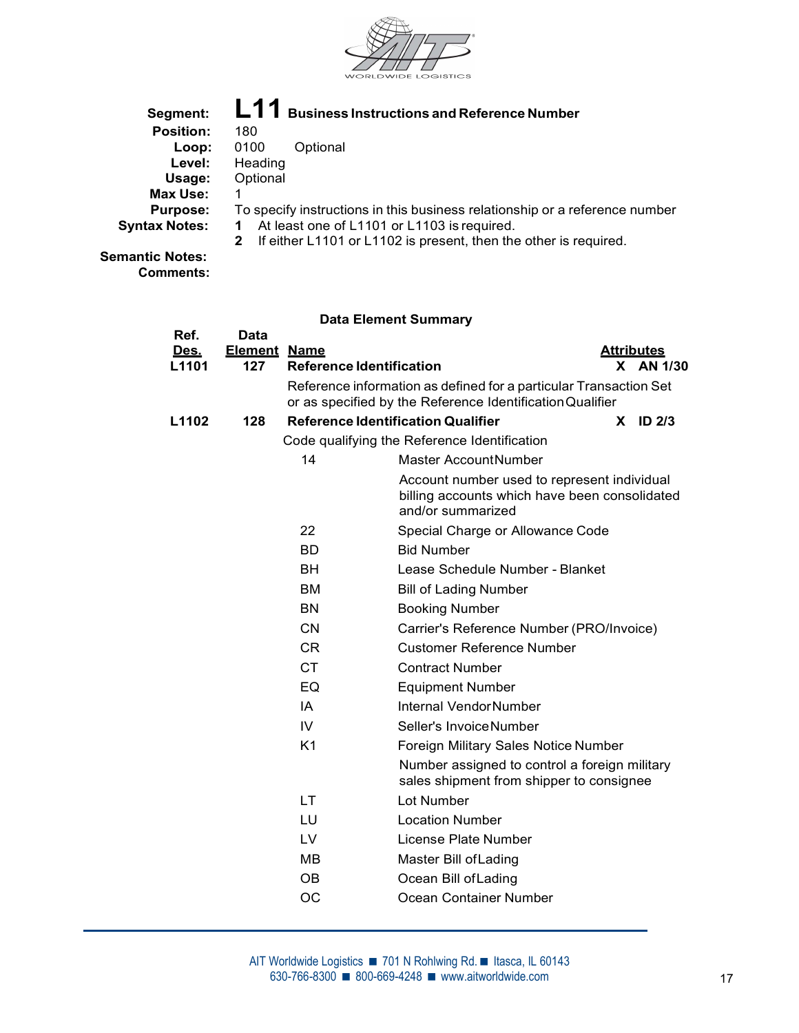**Segment:** **L11** **Business Instructions and Reference Number**
**Position:** 180
**Loop:** 0100 Optional
**Level:** Heading
**Usage:** Optional
**Max Use:** 1
**Purpose:** To specify instructions in this business relationship or a reference number
**Syntax Notes:**
1. At least one of L1101 or L1103 is required.
2. If either L1101 or L1102 is present, then the other is required.

**Semantic Notes:**
**Comments:**

### Data Element Summary

| Ref. Des. | Data Element | Name | Attributes |
|---|---|---|---|
| L1101 | 127 | **Reference Identification** | X AN 1/30 |
| | | Reference information as defined for a particular Transaction Set or as specified by the Reference Identification Qualifier | |
| L1102 | 128 | **Reference Identification Qualifier** | X ID 2/3 |
| | | Code qualifying the Reference Identification | |

| Code | Description |
|---|---|
| 14 | Master Account Number<br>Account number used to represent individual billing accounts which have been consolidated and/or summarized |
| 22 | Special Charge or Allowance Code |
| BD | Bid Number |
| BH | Lease Schedule Number - Blanket |
| BM | Bill of Lading Number |
| BN | Booking Number |
| CN | Carrier's Reference Number (PRO/Invoice) |
| CR | Customer Reference Number |
| CT | Contract Number |
| EQ | Equipment Number |
| IA | Internal Vendor Number |
| IV | Seller's Invoice Number |
| K1 | Foreign Military Sales Notice Number<br>Number assigned to control a foreign military sales shipment from shipper to consignee |
| LT | Lot Number |
| LU | Location Number |
| LV | License Plate Number |
| MB | Master Bill of Lading |
| OB | Ocean Bill of Lading |
| OC | Ocean Container Number |

AIT Worldwide Logistics ■ 701 N Rohlwing Rd. ■ Itasca, IL 60143
630-766-8300 ■ 800-669-4248 ■ www.aitworldwide.com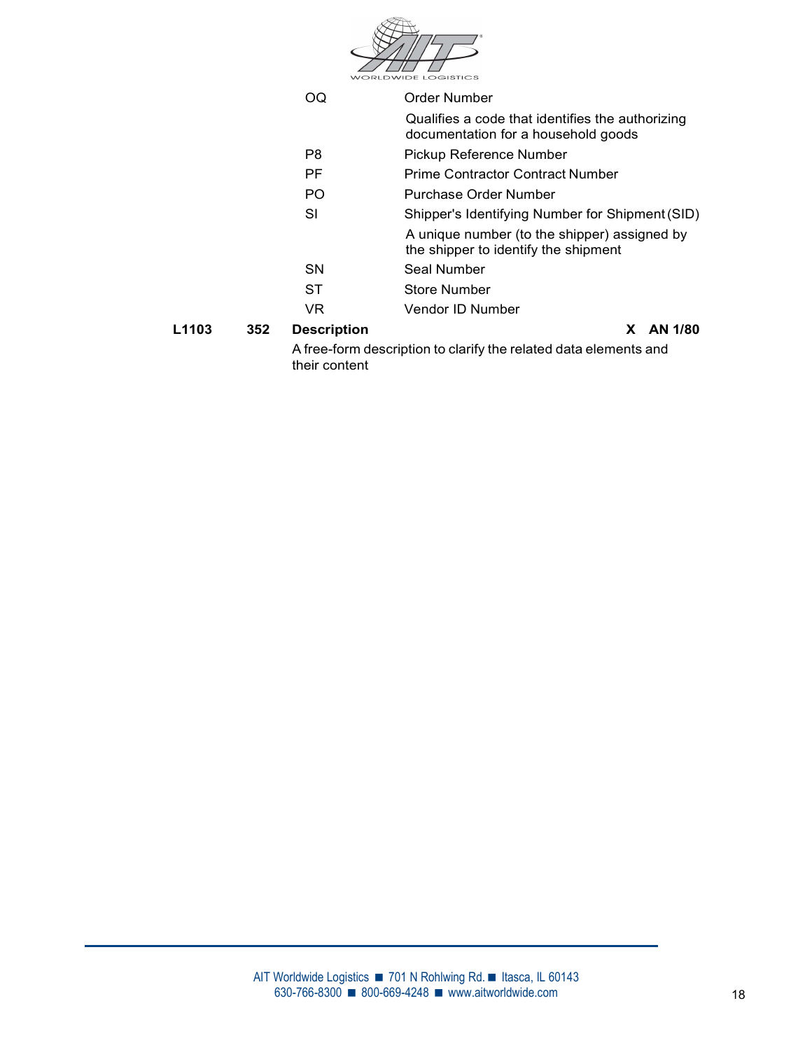| Code | Description |
| --- | --- |
| OQ | Order Number<br>Qualifies a code that identifies the authorizing documentation for a household goods |
| P8 | Pickup Reference Number |
| PF | Prime Contractor Contract Number |
| PO | Purchase Order Number |
| SI | Shipper's Identifying Number for Shipment (SID)<br>A unique number (to the shipper) assigned by the shipper to identify the shipment |
| SN | Seal Number |
| ST | Store Number |
| VR | Vendor ID Number |

**L1103 352 Description X AN 1/80**

A free-form description to clarify the related data elements and their content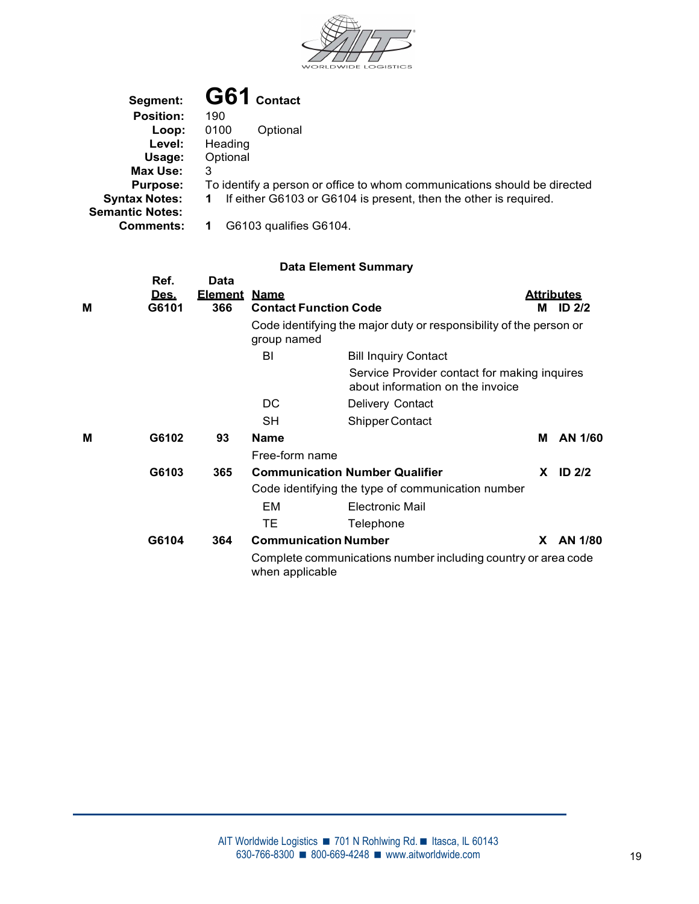**Segment:** **G61** **Contact**
**Position:** 190
**Loop:** 0100 Optional
**Level:** Heading
**Usage:** Optional
**Max Use:** 3
**Purpose:** To identify a person or office to whom communications should be directed
**Syntax Notes:** **1** If either G6103 or G6104 is present, then the other is required.
**Semantic Notes:**
**Comments:** **1** G6103 qualifies G6104.

### Data Element Summary

| | Ref. Des. | Data Element | Name | | Attributes |
|---|---|---|---|---|---|
| **M** | **G6101** | **366** | **Contact Function Code** | **M** | **ID 2/2** |
| | | | Code identifying the major duty or responsibility of the person or group named | | |
| | | | BI | Bill Inquiry Contact | |
| | | | | Service Provider contact for making inquires about information on the invoice | |
| | | | DC | Delivery Contact | |
| | | | SH | Shipper Contact | |
| **M** | **G6102** | **93** | **Name** | **M** | **AN 1/60** |
| | | | Free-form name | | |
| | **G6103** | **365** | **Communication Number Qualifier** | **X** | **ID 2/2** |
| | | | Code identifying the type of communication number | | |
| | | | EM | Electronic Mail | |
| | | | TE | Telephone | |
| | **G6104** | **364** | **Communication Number** | **X** | **AN 1/80** |
| | | | Complete communications number including country or area code when applicable | | |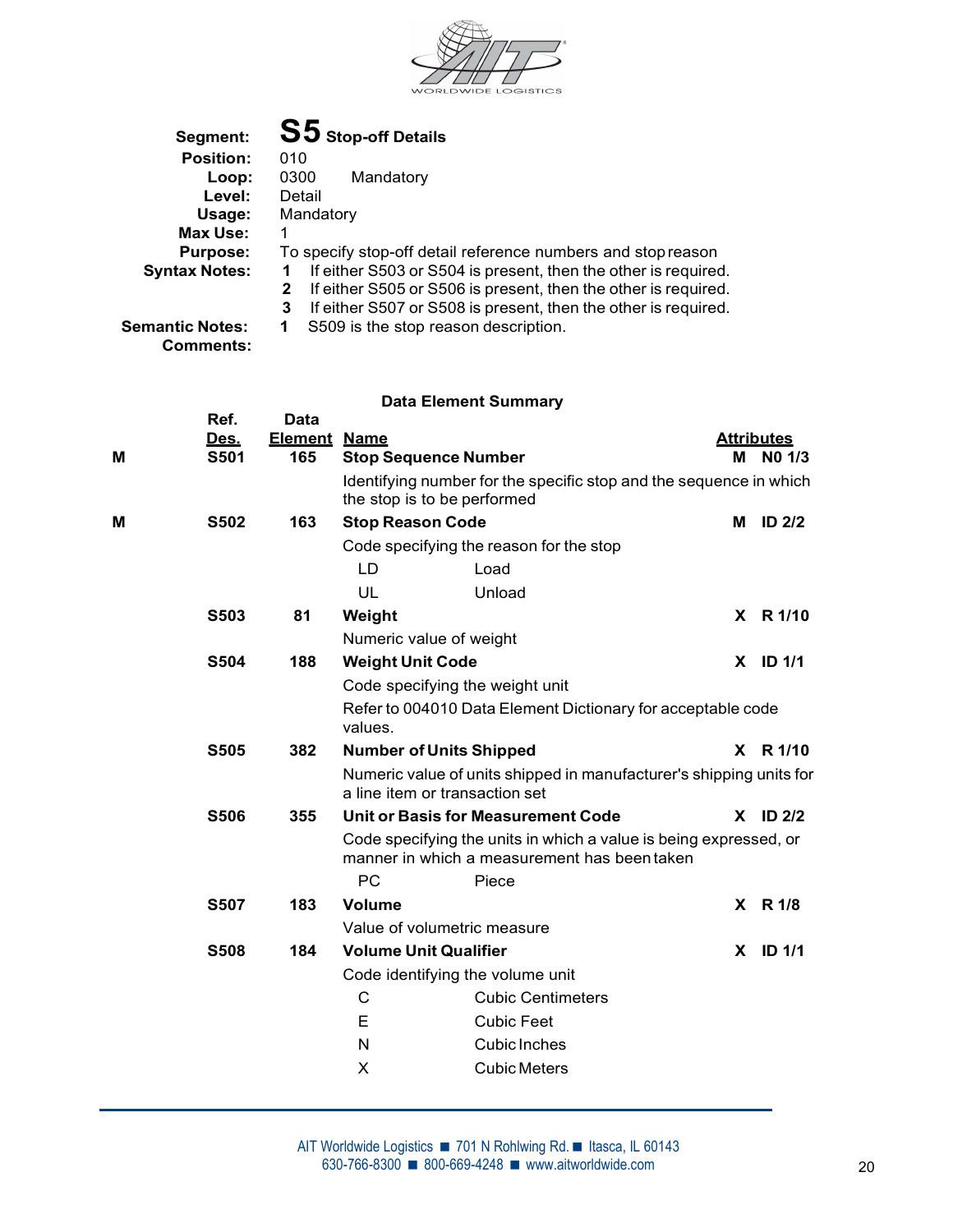**Segment:** **S5** **Stop-off Details**
**Position:** 010
**Loop:** 0300 Mandatory
**Level:** Detail
**Usage:** Mandatory
**Max Use:** 1
**Purpose:** To specify stop-off detail reference numbers and stop reason
**Syntax Notes:**
**1** If either S503 or S504 is present, then the other is required.
**2** If either S505 or S506 is present, then the other is required.
**3** If either S507 or S508 is present, then the other is required.
**Semantic Notes:** **1** S509 is the stop reason description.
**Comments:**

### Data Element Summary

| | Ref. Des. | Data Element | Name | | Attributes |
|---|---|---|---|---|---|
| **M** | **S501** | **165** | **Stop Sequence Number** | **M** | **N0 1/3** |
| | | | Identifying number for the specific stop and the sequence in which the stop is to be performed | | |
| **M** | **S502** | **163** | **Stop Reason Code** | **M** | **ID 2/2** |
| | | | Code specifying the reason for the stop | | |
| | | | LD Load | | |
| | | | UL Unload | | |
| | **S503** | **81** | **Weight** | **X** | **R 1/10** |
| | | | Numeric value of weight | | |
| | **S504** | **188** | **Weight Unit Code** | **X** | **ID 1/1** |
| | | | Code specifying the weight unit | | |
| | | | Refer to 004010 Data Element Dictionary for acceptable code values. | | |
| | **S505** | **382** | **Number of Units Shipped** | **X** | **R 1/10** |
| | | | Numeric value of units shipped in manufacturer's shipping units for a line item or transaction set | | |
| | **S506** | **355** | **Unit or Basis for Measurement Code** | **X** | **ID 2/2** |
| | | | Code specifying the units in which a value is being expressed, or manner in which a measurement has been taken | | |
| | | | PC Piece | | |
| | **S507** | **183** | **Volume** | **X** | **R 1/8** |
| | | | Value of volumetric measure | | |
| | **S508** | **184** | **Volume Unit Qualifier** | **X** | **ID 1/1** |
| | | | Code identifying the volume unit | | |
| | | | C Cubic Centimeters | | |
| | | | E Cubic Feet | | |
| | | | N Cubic Inches | | |
| | | | X Cubic Meters | | |

AIT Worldwide Logistics ■ 701 N Rohlwing Rd. ■ Itasca, IL 60143
630-766-8300 ■ 800-669-4248 ■ www.aitworldwide.com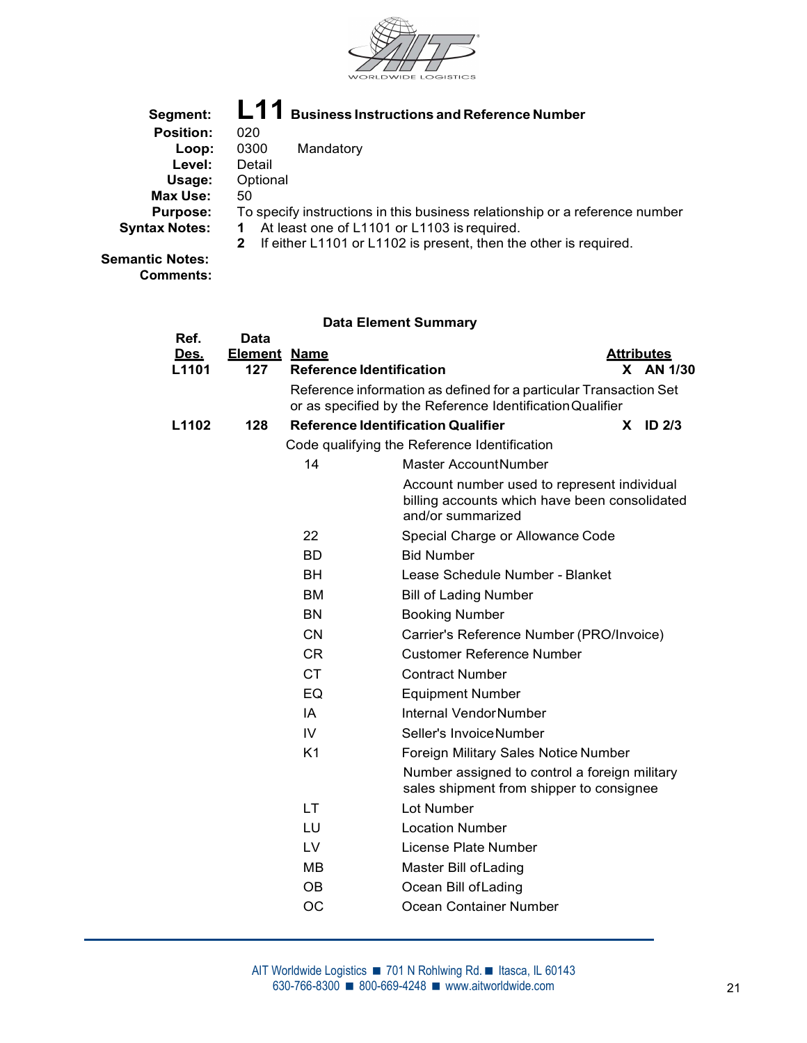**Segment:** **L11** **Business Instructions and Reference Number**
**Position:** 020
**Loop:** 0300 Mandatory
**Level:** Detail
**Usage:** Optional
**Max Use:** 50
**Purpose:** To specify instructions in this business relationship or a reference number
**Syntax Notes:**
**1** At least one of L1101 or L1103 is required.
**2** If either L1101 or L1102 is present, then the other is required.

**Semantic Notes:**
**Comments:**

### Data Element Summary

| Ref. Des. | Data Element | Name | Attributes |
|---|---|---|---|
| **L1101** | **127** | **Reference Identification** | **X AN 1/30** |
| | | Reference information as defined for a particular Transaction Set or as specified by the Reference Identification Qualifier | |
| **L1102** | **128** | **Reference Identification Qualifier** | **X ID 2/3** |
| | | Code qualifying the Reference Identification | |

| Code | Description |
|---|---|
| 14 | Master Account Number<br>Account number used to represent individual billing accounts which have been consolidated and/or summarized |
| 22 | Special Charge or Allowance Code |
| BD | Bid Number |
| BH | Lease Schedule Number - Blanket |
| BM | Bill of Lading Number |
| BN | Booking Number |
| CN | Carrier's Reference Number (PRO/Invoice) |
| CR | Customer Reference Number |
| CT | Contract Number |
| EQ | Equipment Number |
| IA | Internal Vendor Number |
| IV | Seller's Invoice Number |
| K1 | Foreign Military Sales Notice Number<br>Number assigned to control a foreign military sales shipment from shipper to consignee |
| LT | Lot Number |
| LU | Location Number |
| LV | License Plate Number |
| MB | Master Bill of Lading |
| OB | Ocean Bill of Lading |
| OC | Ocean Container Number |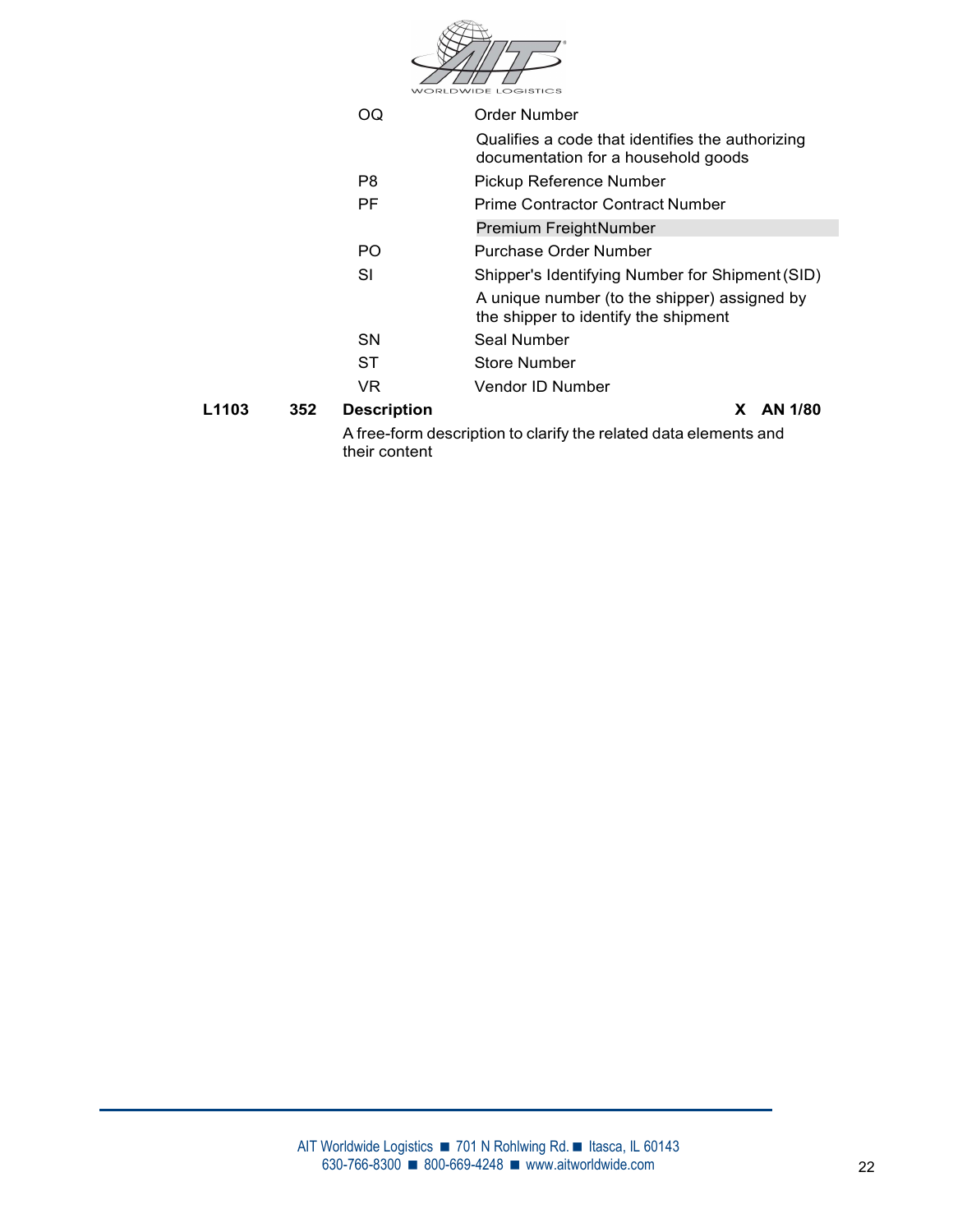| Code | Description |
|---|---|
| OQ | Order Number |
| | Qualifies a code that identifies the authorizing documentation for a household goods |
| P8 | Pickup Reference Number |
| PF | Prime Contractor Contract Number |
| | Premium FreightNumber |
| PO | Purchase Order Number |
| SI | Shipper's Identifying Number for Shipment (SID) |
| | A unique number (to the shipper) assigned by the shipper to identify the shipment |
| SN | Seal Number |
| ST | Store Number |
| VR | Vendor ID Number |

**L1103 352 Description X AN 1/80**

A free-form description to clarify the related data elements and their content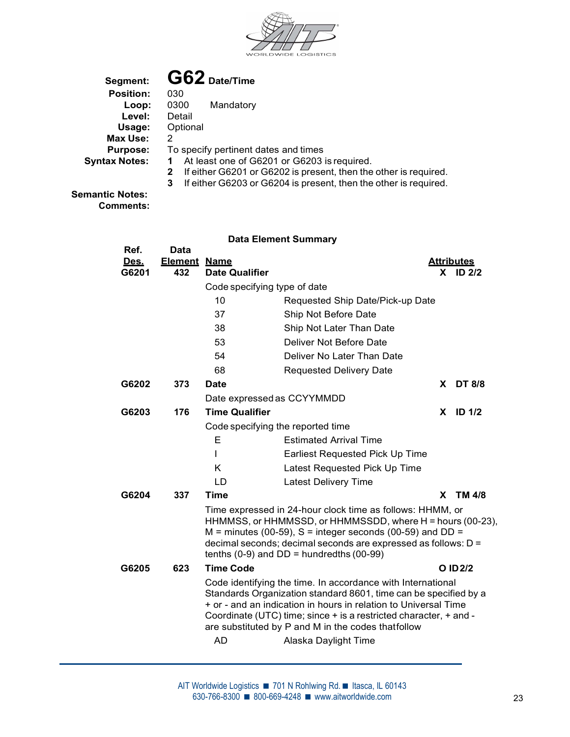| | |
|---|---|
| **Segment:** | **G62** **Date/Time** |
| **Position:** | 030 |
| **Loop:** | 0300 Mandatory |
| **Level:** | Detail |
| **Usage:** | Optional |
| **Max Use:** | 2 |
| **Purpose:** | To specify pertinent dates and times |
| **Syntax Notes:** | **1** At least one of G6201 or G6203 is required. |
| | **2** If either G6201 or G6202 is present, then the other is required. |
| | **3** If either G6203 or G6204 is present, then the other is required. |
| **Semantic Notes:** | |
| **Comments:** | |

### Data Element Summary

| Ref. Des. | Data Element | Name | | Attributes |
|---|---|---|---|---|
| **G6201** | **432** | **Date Qualifier** | | **X ID 2/2** |
| | | Code specifying type of date | | |
| | | 10 | Requested Ship Date/Pick-up Date | |
| | | 37 | Ship Not Before Date | |
| | | 38 | Ship Not Later Than Date | |
| | | 53 | Deliver Not Before Date | |
| | | 54 | Deliver No Later Than Date | |
| | | 68 | Requested Delivery Date | |
| **G6202** | **373** | **Date** | | **X DT 8/8** |
| | | Date expressed as CCYYMMDD | | |
| **G6203** | **176** | **Time Qualifier** | | **X ID 1/2** |
| | | Code specifying the reported time | | |
| | | E | Estimated Arrival Time | |
| | | I | Earliest Requested Pick Up Time | |
| | | K | Latest Requested Pick Up Time | |
| | | LD | Latest Delivery Time | |
| **G6204** | **337** | **Time** | | **X TM 4/8** |
| | | Time expressed in 24-hour clock time as follows: HHMM, or HHMMSS, or HHMMSSD, or HHMMSSDD, where H = hours (00-23), M = minutes (00-59), S = integer seconds (00-59) and DD = decimal seconds; decimal seconds are expressed as follows: D = tenths (0-9) and DD = hundredths (00-99) | | |
| **G6205** | **623** | **Time Code** | | **O ID 2/2** |
| | | Code identifying the time. In accordance with International Standards Organization standard 8601, time can be specified by a + or - and an indication in hours in relation to Universal Time Coordinate (UTC) time; since + is a restricted character, + and - are substituted by P and M in the codes that follow | | |
| | | AD | Alaska Daylight Time | |

AIT Worldwide Logistics ■ 701 N Rohlwing Rd. ■ Itasca, IL 60143
630-766-8300 ■ 800-669-4248 ■ www.aitworldwide.com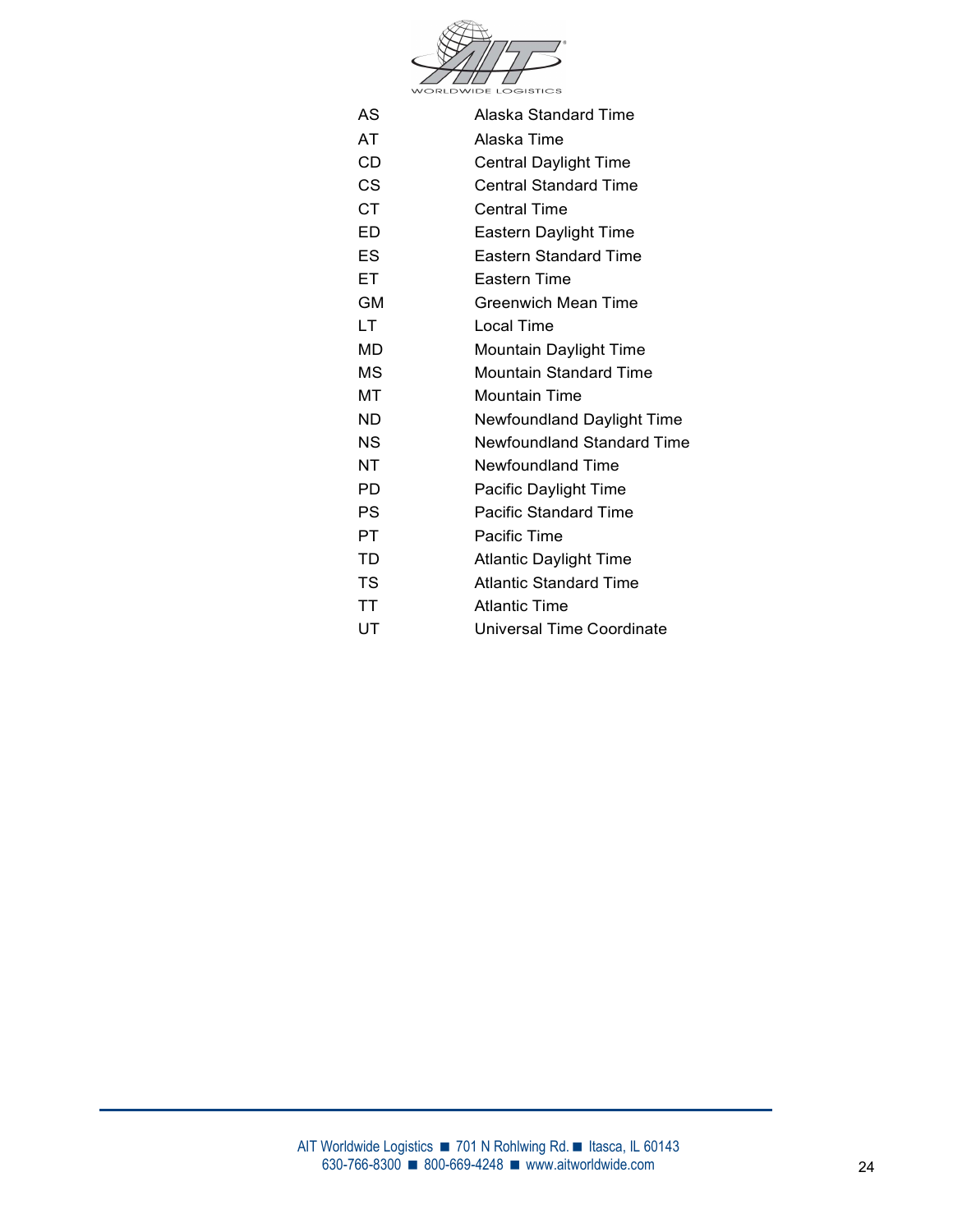| | |
|---|---|
| AS | Alaska Standard Time |
| AT | Alaska Time |
| CD | Central Daylight Time |
| CS | Central Standard Time |
| CT | Central Time |
| ED | Eastern Daylight Time |
| ES | Eastern Standard Time |
| ET | Eastern Time |
| GM | Greenwich Mean Time |
| LT | Local Time |
| MD | Mountain Daylight Time |
| MS | Mountain Standard Time |
| MT | Mountain Time |
| ND | Newfoundland Daylight Time |
| NS | Newfoundland Standard Time |
| NT | Newfoundland Time |
| PD | Pacific Daylight Time |
| PS | Pacific Standard Time |
| PT | Pacific Time |
| TD | Atlantic Daylight Time |
| TS | Atlantic Standard Time |
| TT | Atlantic Time |
| UT | Universal Time Coordinate |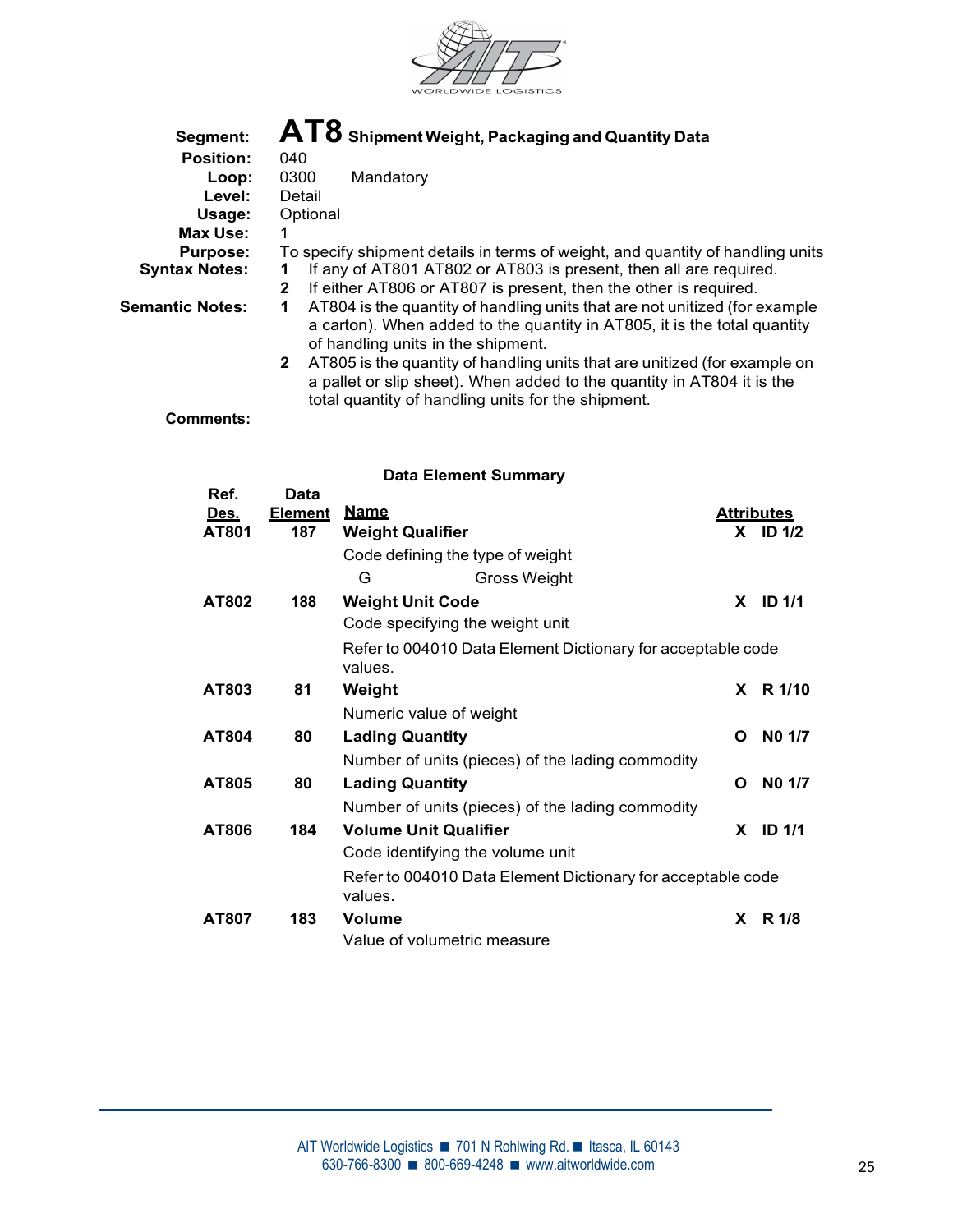**Segment:** **AT8** **Shipment Weight, Packaging and Quantity Data**

**Position:** 040

**Loop:** 0300 Mandatory

**Level:** Detail

**Usage:** Optional

**Max Use:** 1

**Purpose:** To specify shipment details in terms of weight, and quantity of handling units

**Syntax Notes:**

1. If any of AT801 AT802 or AT803 is present, then all are required.
2. If either AT806 or AT807 is present, then the other is required.

**Semantic Notes:**

1. AT804 is the quantity of handling units that are not unitized (for example a carton). When added to the quantity in AT805, it is the total quantity of handling units in the shipment.
2. AT805 is the quantity of handling units that are unitized (for example on a pallet or slip sheet). When added to the quantity in AT804 it is the total quantity of handling units for the shipment.

**Comments:**

**Data Element Summary**

| Ref. Des. | Data Element | Name | | Attributes |
|---|---|---|---|---|
| **AT801** | **187** | **Weight Qualifier** | **X** | **ID 1/2** |
| | | Code defining the type of weight | | |
| | | G — Gross Weight | | |
| **AT802** | **188** | **Weight Unit Code** | **X** | **ID 1/1** |
| | | Code specifying the weight unit | | |
| | | Refer to 004010 Data Element Dictionary for acceptable code values. | | |
| **AT803** | **81** | **Weight** | **X** | **R 1/10** |
| | | Numeric value of weight | | |
| **AT804** | **80** | **Lading Quantity** | **O** | **N0 1/7** |
| | | Number of units (pieces) of the lading commodity | | |
| **AT805** | **80** | **Lading Quantity** | **O** | **N0 1/7** |
| | | Number of units (pieces) of the lading commodity | | |
| **AT806** | **184** | **Volume Unit Qualifier** | **X** | **ID 1/1** |
| | | Code identifying the volume unit | | |
| | | Refer to 004010 Data Element Dictionary for acceptable code values. | | |
| **AT807** | **183** | **Volume** | **X** | **R 1/8** |
| | | Value of volumetric measure | | |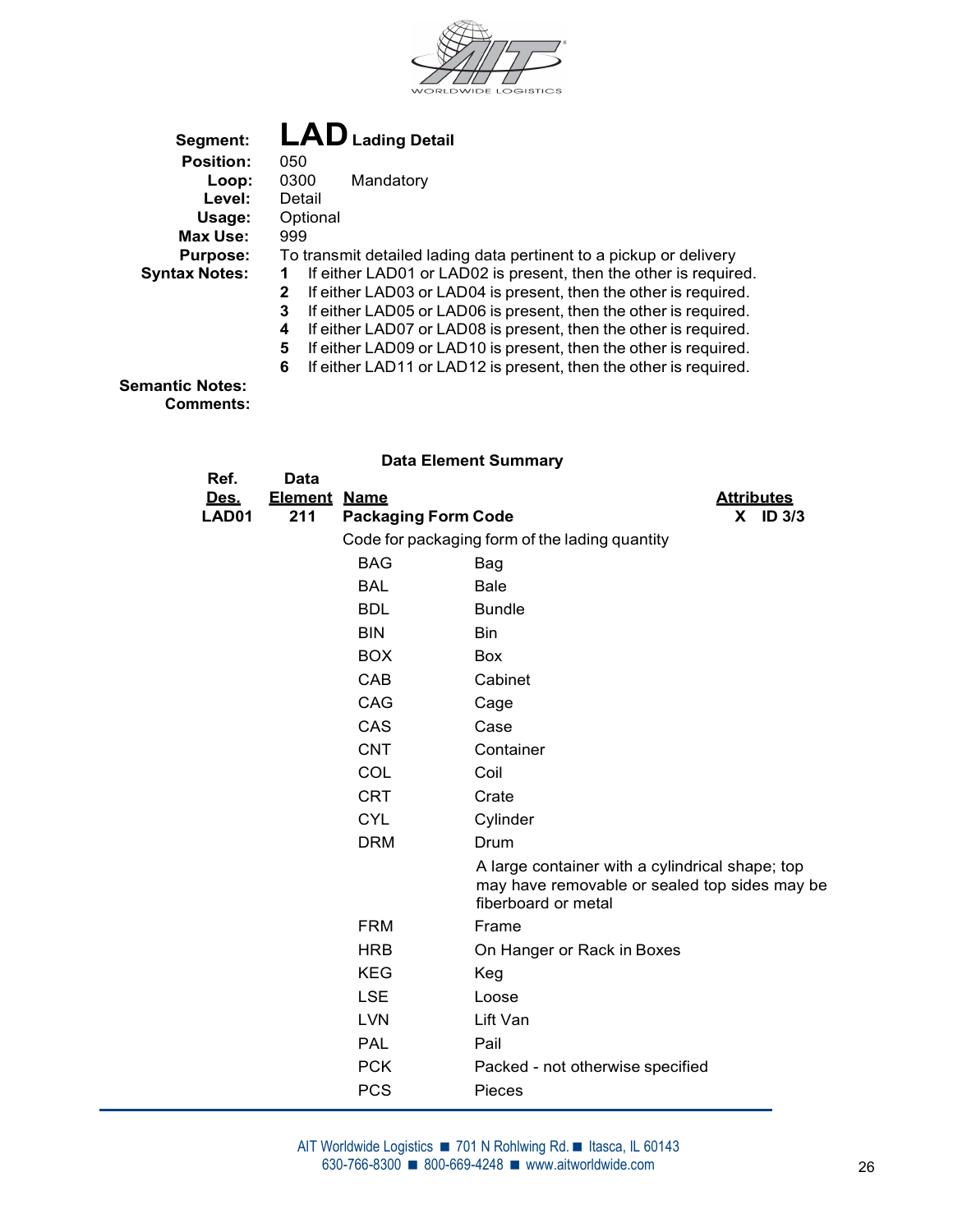# LAD Lading Detail

| | |
|---|---|
| **Segment:** | **LAD** Lading Detail |
| **Position:** | 050 |
| **Loop:** | 0300 Mandatory |
| **Level:** | Detail |
| **Usage:** | Optional |
| **Max Use:** | 999 |
| **Purpose:** | To transmit detailed lading data pertinent to a pickup or delivery |

**Syntax Notes:**

1. If either LAD01 or LAD02 is present, then the other is required.
2. If either LAD03 or LAD04 is present, then the other is required.
3. If either LAD05 or LAD06 is present, then the other is required.
4. If either LAD07 or LAD08 is present, then the other is required.
5. If either LAD09 or LAD10 is present, then the other is required.
6. If either LAD11 or LAD12 is present, then the other is required.

**Semantic Notes:**

**Comments:**

## Data Element Summary

| Ref. Des. | Data Element | Name | Attributes |
|---|---|---|---|
| **LAD01** | **211** | **Packaging Form Code** | **X ID 3/3** |

Code for packaging form of the lading quantity

| Code | Description |
|---|---|
| BAG | Bag |
| BAL | Bale |
| BDL | Bundle |
| BIN | Bin |
| BOX | Box |
| CAB | Cabinet |
| CAG | Cage |
| CAS | Case |
| CNT | Container |
| COL | Coil |
| CRT | Crate |
| CYL | Cylinder |
| DRM | Drum<br>A large container with a cylindrical shape; top may have removable or sealed top sides may be fiberboard or metal |
| FRM | Frame |
| HRB | On Hanger or Rack in Boxes |
| KEG | Keg |
| LSE | Loose |
| LVN | Lift Van |
| PAL | Pail |
| PCK | Packed - not otherwise specified |
| PCS | Pieces |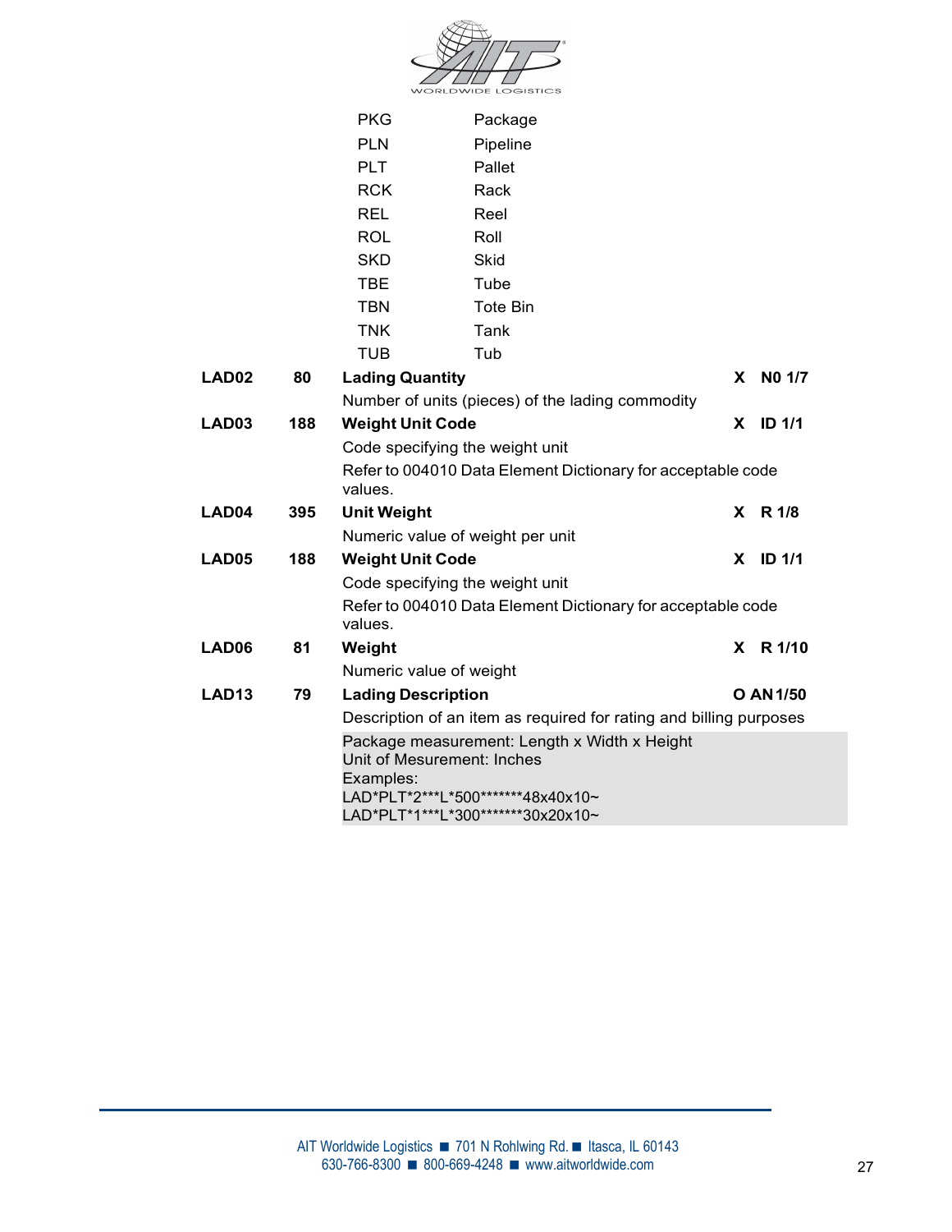| Code | Description |
|---|---|
| PKG | Package |
| PLN | Pipeline |
| PLT | Pallet |
| RCK | Rack |
| REL | Reel |
| ROL | Roll |
| SKD | Skid |
| TBE | Tube |
| TBN | Tote Bin |
| TNK | Tank |
| TUB | Tub |

**LAD02** &nbsp; **80** &nbsp; **Lading Quantity** &nbsp; **X N0 1/7**

Number of units (pieces) of the lading commodity

**LAD03** &nbsp; **188** &nbsp; **Weight Unit Code** &nbsp; **X ID 1/1**

Code specifying the weight unit

Refer to 004010 Data Element Dictionary for acceptable code values.

**LAD04** &nbsp; **395** &nbsp; **Unit Weight** &nbsp; **X R 1/8**

Numeric value of weight per unit

**LAD05** &nbsp; **188** &nbsp; **Weight Unit Code** &nbsp; **X ID 1/1**

Code specifying the weight unit

Refer to 004010 Data Element Dictionary for acceptable code values.

**LAD06** &nbsp; **81** &nbsp; **Weight** &nbsp; **X R 1/10**

Numeric value of weight

**LAD13** &nbsp; **79** &nbsp; **Lading Description** &nbsp; **O AN 1/50**

Description of an item as required for rating and billing purposes

Package measurement: Length x Width x Height
Unit of Mesurement: Inches
Examples:

```
LAD*PLT*2***L*500*******48x40x10~
LAD*PLT*1***L*300*******30x20x10~
```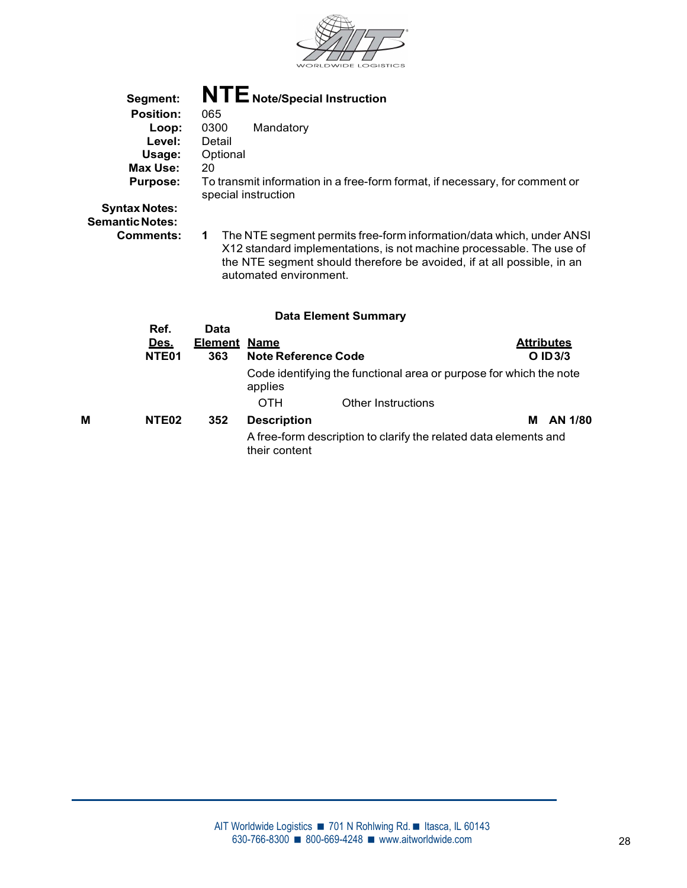## Segment: **NTE** Note/Special Instruction

**Position:** 065

**Loop:** 0300 Mandatory

**Level:** Detail

**Usage:** Optional

**Max Use:** 20

**Purpose:** To transmit information in a free-form format, if necessary, for comment or special instruction

**Syntax Notes:**

**Semantic Notes:**

**Comments:**

1. The NTE segment permits free-form information/data which, under ANSI X12 standard implementations, is not machine processable. The use of the NTE segment should therefore be avoided, if at all possible, in an automated environment.

### Data Element Summary

| | Ref. Des. | Data Element | Name | Attributes |
|---|---|---|---|---|
| | NTE01 | 363 | **Note Reference Code**<br>Code identifying the functional area or purpose for which the note applies<br>OTH Other Instructions | O ID 3/3 |
| M | NTE02 | 352 | **Description**<br>A free-form description to clarify the related data elements and their content | M AN 1/80 |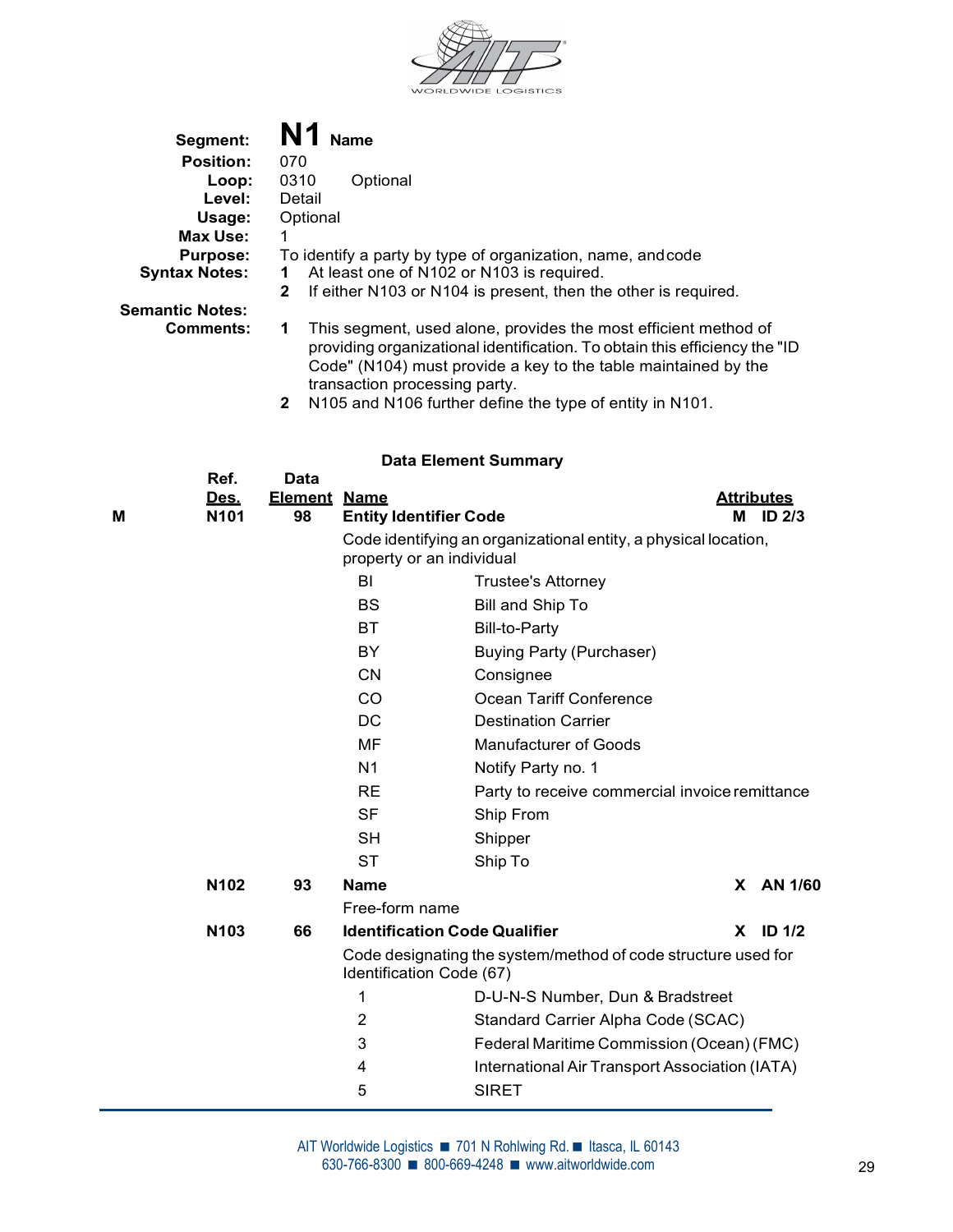| | |
|---|---|
| **Segment:** | **N1** **Name** |
| **Position:** | 070 |
| **Loop:** | 0310 Optional |
| **Level:** | Detail |
| **Usage:** | Optional |
| **Max Use:** | 1 |
| **Purpose:** | To identify a party by type of organization, name, and code |
| **Syntax Notes:** | **1** At least one of N102 or N103 is required. |
| | **2** If either N103 or N104 is present, then the other is required. |
| **Semantic Notes:** | |
| **Comments:** | **1** This segment, used alone, provides the most efficient method of providing organizational identification. To obtain this efficiency the "ID Code" (N104) must provide a key to the table maintained by the transaction processing party. |
| | **2** N105 and N106 further define the type of entity in N101. |

**Data Element Summary**

| | Ref. Des. | Data Element | Name | | Attributes |
|---|---|---|---|---|---|
| **M** | **N101** | **98** | **Entity Identifier Code** | | **M ID 2/3** |
| | | | Code identifying an organizational entity, a physical location, property or an individual | | |
| | | | BI | Trustee's Attorney | |
| | | | BS | Bill and Ship To | |
| | | | BT | Bill-to-Party | |
| | | | BY | Buying Party (Purchaser) | |
| | | | CN | Consignee | |
| | | | CO | Ocean Tariff Conference | |
| | | | DC | Destination Carrier | |
| | | | MF | Manufacturer of Goods | |
| | | | N1 | Notify Party no. 1 | |
| | | | RE | Party to receive commercial invoice remittance | |
| | | | SF | Ship From | |
| | | | SH | Shipper | |
| | | | ST | Ship To | |
| | **N102** | **93** | **Name** | | **X AN 1/60** |
| | | | Free-form name | | |
| | **N103** | **66** | **Identification Code Qualifier** | | **X ID 1/2** |
| | | | Code designating the system/method of code structure used for Identification Code (67) | | |
| | | | 1 | D-U-N-S Number, Dun & Bradstreet | |
| | | | 2 | Standard Carrier Alpha Code (SCAC) | |
| | | | 3 | Federal Maritime Commission (Ocean) (FMC) | |
| | | | 4 | International Air Transport Association (IATA) | |
| | | | 5 | SIRET | |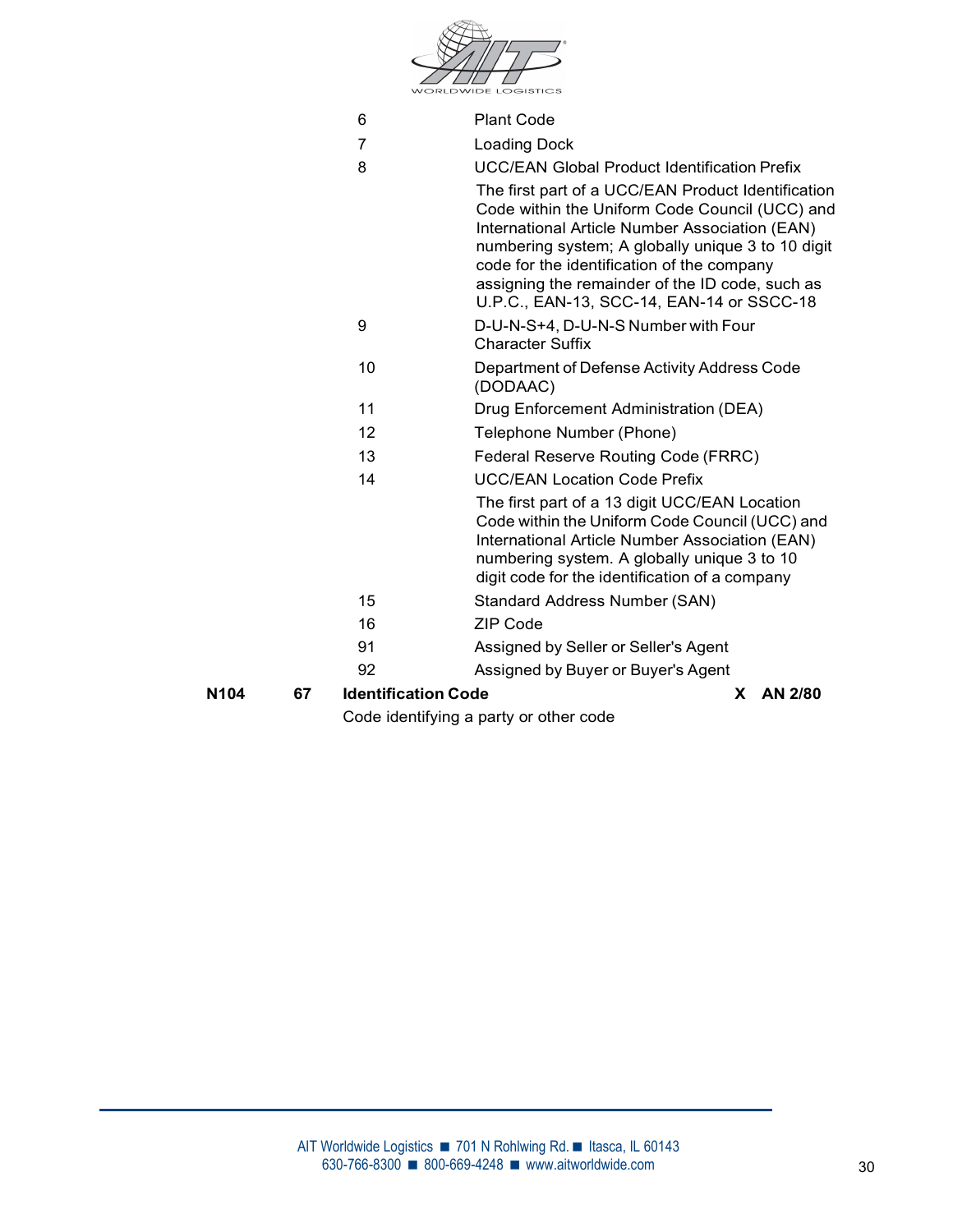| Code | Description |
|---|---|
| 6 | Plant Code |
| 7 | Loading Dock |
| 8 | UCC/EAN Global Product Identification Prefix<br>The first part of a UCC/EAN Product Identification Code within the Uniform Code Council (UCC) and International Article Number Association (EAN) numbering system; A globally unique 3 to 10 digit code for the identification of the company assigning the remainder of the ID code, such as U.P.C., EAN-13, SCC-14, EAN-14 or SSCC-18 |
| 9 | D-U-N-S+4, D-U-N-S Number with Four Character Suffix |
| 10 | Department of Defense Activity Address Code (DODAAC) |
| 11 | Drug Enforcement Administration (DEA) |
| 12 | Telephone Number (Phone) |
| 13 | Federal Reserve Routing Code (FRRC) |
| 14 | UCC/EAN Location Code Prefix<br>The first part of a 13 digit UCC/EAN Location Code within the Uniform Code Council (UCC) and International Article Number Association (EAN) numbering system. A globally unique 3 to 10 digit code for the identification of a company |
| 15 | Standard Address Number (SAN) |
| 16 | ZIP Code |
| 91 | Assigned by Seller or Seller's Agent |
| 92 | Assigned by Buyer or Buyer's Agent |

**N104 67 Identification Code X AN 2/80**

Code identifying a party or other code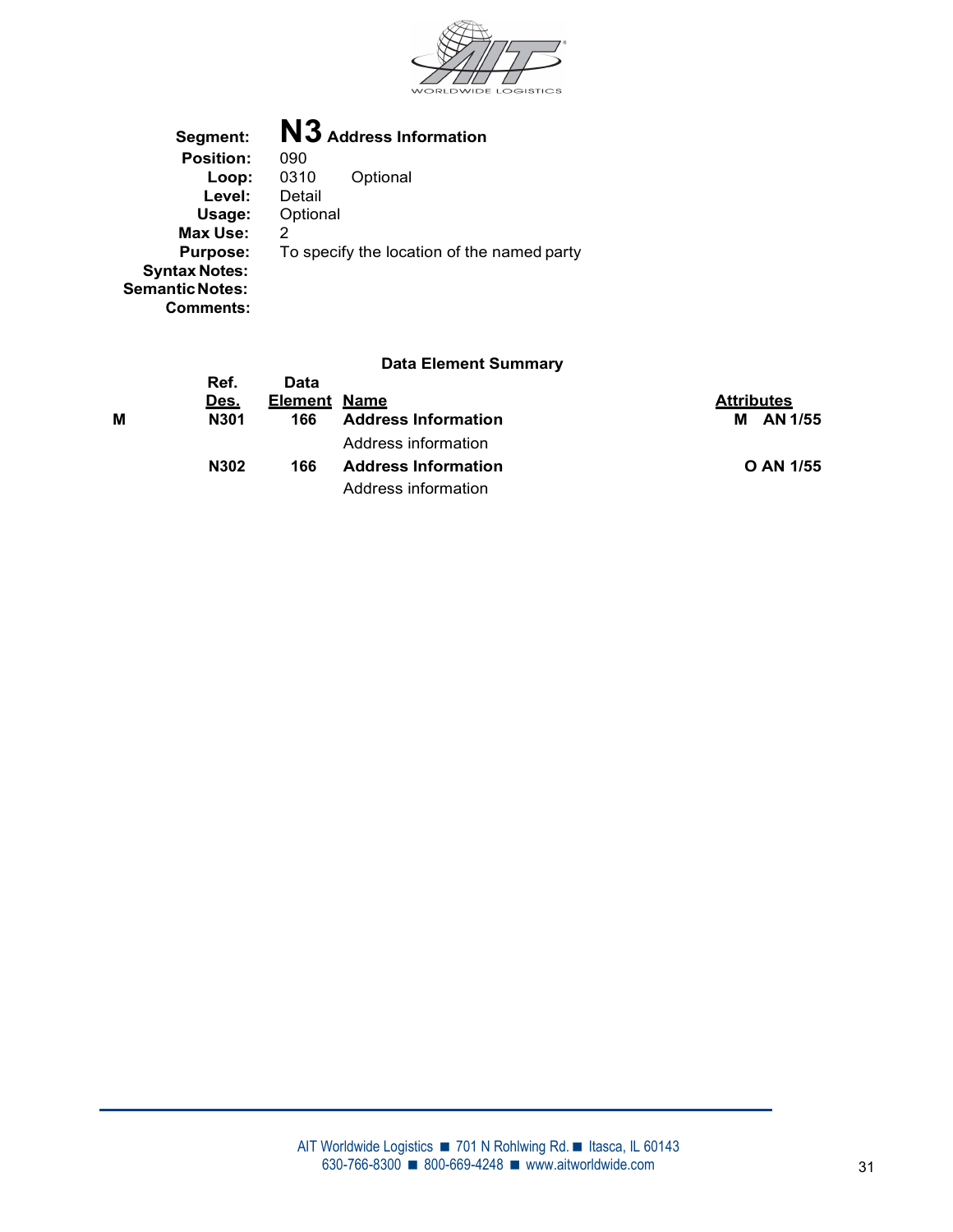**Segment:** **N3** **Address Information**
**Position:** 090
**Loop:** 0310 Optional
**Level:** Detail
**Usage:** Optional
**Max Use:** 2
**Purpose:** To specify the location of the named party
**Syntax Notes:**
**Semantic Notes:**
**Comments:**

**Data Element Summary**

| | Ref. Des. | Data Element | Name | Attributes |
|---|---|---|---|---|
| M | N301 | 166 | **Address Information**<br>Address information | M AN 1/55 |
| | N302 | 166 | **Address Information**<br>Address information | O AN 1/55 |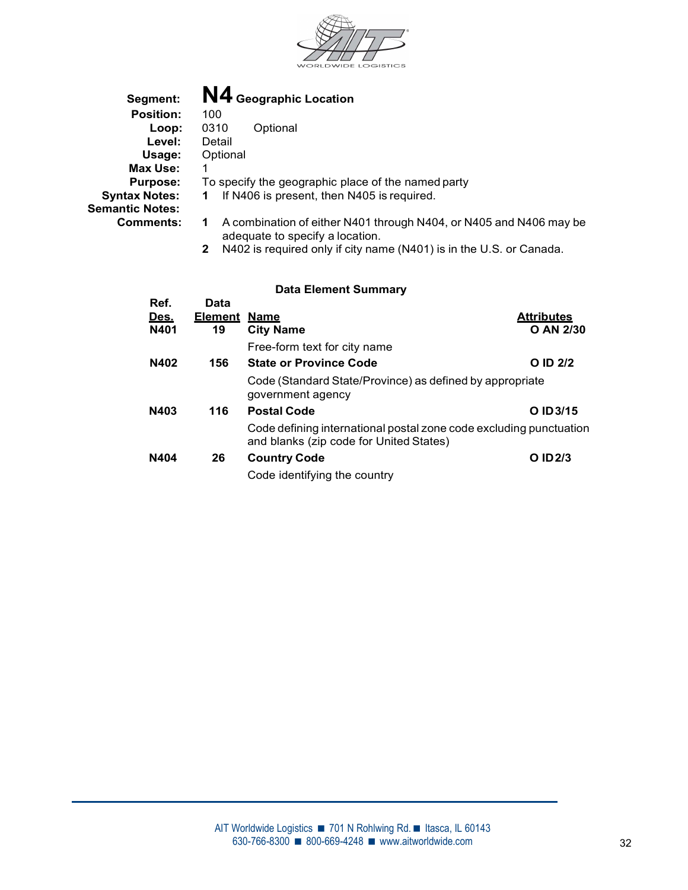## Segment: N4 Geographic Location

**Position:** 100
**Loop:** 0310 Optional
**Level:** Detail
**Usage:** Optional
**Max Use:** 1
**Purpose:** To specify the geographic place of the named party
**Syntax Notes:**
1. If N406 is present, then N405 is required.

**Semantic Notes:**

**Comments:**
1. A combination of either N401 through N404, or N405 and N406 may be adequate to specify a location.
2. N402 is required only if city name (N401) is in the U.S. or Canada.

### Data Element Summary

| Ref. Des. | Data Element | Name | Attributes |
|---|---|---|---|
| N401 | 19 | **City Name**<br>Free-form text for city name | O AN 2/30 |
| N402 | 156 | **State or Province Code**<br>Code (Standard State/Province) as defined by appropriate government agency | O ID 2/2 |
| N403 | 116 | **Postal Code**<br>Code defining international postal zone code excluding punctuation and blanks (zip code for United States) | O ID 3/15 |
| N404 | 26 | **Country Code**<br>Code identifying the country | O ID 2/3 |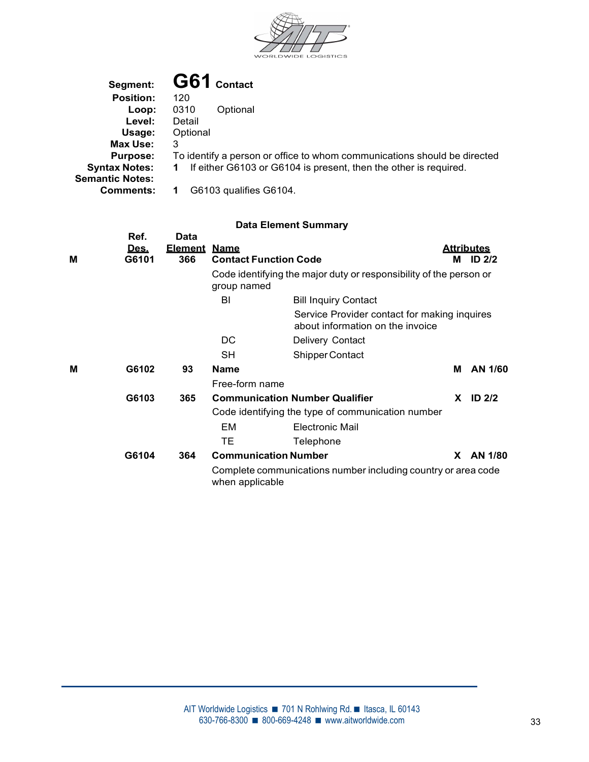**Segment:** **G61** **Contact**
**Position:** 120
**Loop:** 0310 Optional
**Level:** Detail
**Usage:** Optional
**Max Use:** 3
**Purpose:** To identify a person or office to whom communications should be directed
**Syntax Notes:** **1** If either G6103 or G6104 is present, then the other is required.
**Semantic Notes:**
**Comments:** **1** G6103 qualifies G6104.

**Data Element Summary**

| | Ref. Des. | Data Element | Name | | Attributes |
|---|---|---|---|---|---|
| **M** | **G6101** | **366** | **Contact Function Code** | | **M ID 2/2** |
| | | | Code identifying the major duty or responsibility of the person or group named | | |
| | | | BI | Bill Inquiry Contact | |
| | | | | Service Provider contact for making inquires about information on the invoice | |
| | | | DC | Delivery Contact | |
| | | | SH | Shipper Contact | |
| **M** | **G6102** | **93** | **Name** | | **M AN 1/60** |
| | | | Free-form name | | |
| | **G6103** | **365** | **Communication Number Qualifier** | | **X ID 2/2** |
| | | | Code identifying the type of communication number | | |
| | | | EM | Electronic Mail | |
| | | | TE | Telephone | |
| | **G6104** | **364** | **Communication Number** | | **X AN 1/80** |
| | | | Complete communications number including country or area code when applicable | | |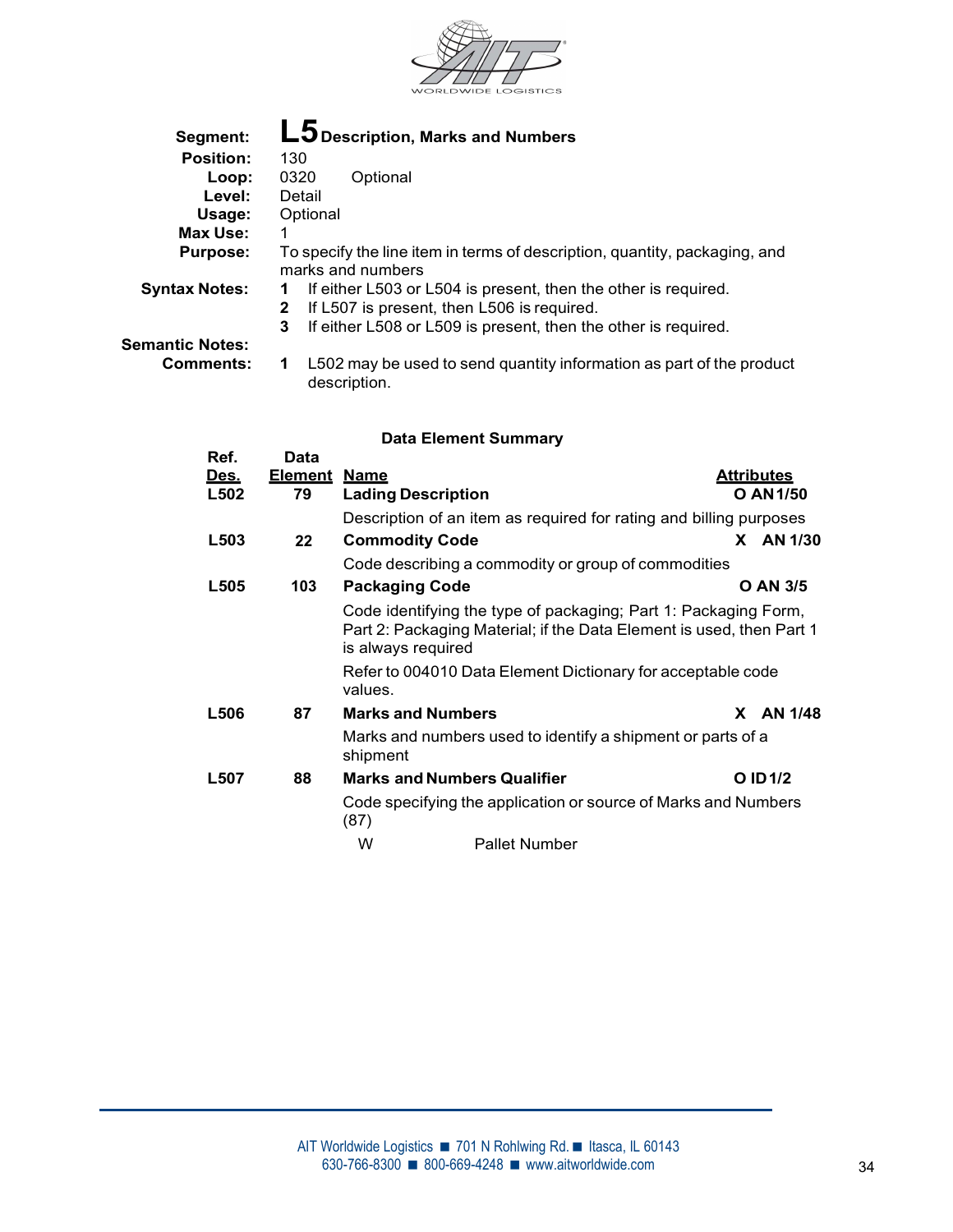| | |
|---|---|
| **Segment:** | **L5** **Description, Marks and Numbers** |
| **Position:** | 130 |
| **Loop:** | 0320 Optional |
| **Level:** | Detail |
| **Usage:** | Optional |
| **Max Use:** | 1 |
| **Purpose:** | To specify the line item in terms of description, quantity, packaging, and marks and numbers |
| **Syntax Notes:** | **1** If either L503 or L504 is present, then the other is required. |
| | **2** If L507 is present, then L506 is required. |
| | **3** If either L508 or L509 is present, then the other is required. |
| **Semantic Notes:** | |
| **Comments:** | **1** L502 may be used to send quantity information as part of the product description. |

### Data Element Summary

| Ref. Des. | Data Element | Name | Attributes |
|---|---|---|---|
| L502 | 79 | **Lading Description** | O AN 1/50 |
| | | Description of an item as required for rating and billing purposes | |
| L503 | 22 | **Commodity Code** | X AN 1/30 |
| | | Code describing a commodity or group of commodities | |
| L505 | 103 | **Packaging Code** | O AN 3/5 |
| | | Code identifying the type of packaging; Part 1: Packaging Form, Part 2: Packaging Material; if the Data Element is used, then Part 1 is always required | |
| | | Refer to 004010 Data Element Dictionary for acceptable code values. | |
| L506 | 87 | **Marks and Numbers** | X AN 1/48 |
| | | Marks and numbers used to identify a shipment or parts of a shipment | |
| L507 | 88 | **Marks and Numbers Qualifier** | O ID 1/2 |
| | | Code specifying the application or source of Marks and Numbers (87) | |
| | | W — Pallet Number | |

AIT Worldwide Logistics ■ 701 N Rohlwing Rd. ■ Itasca, IL 60143
630-766-8300 ■ 800-669-4248 ■ www.aitworldwide.com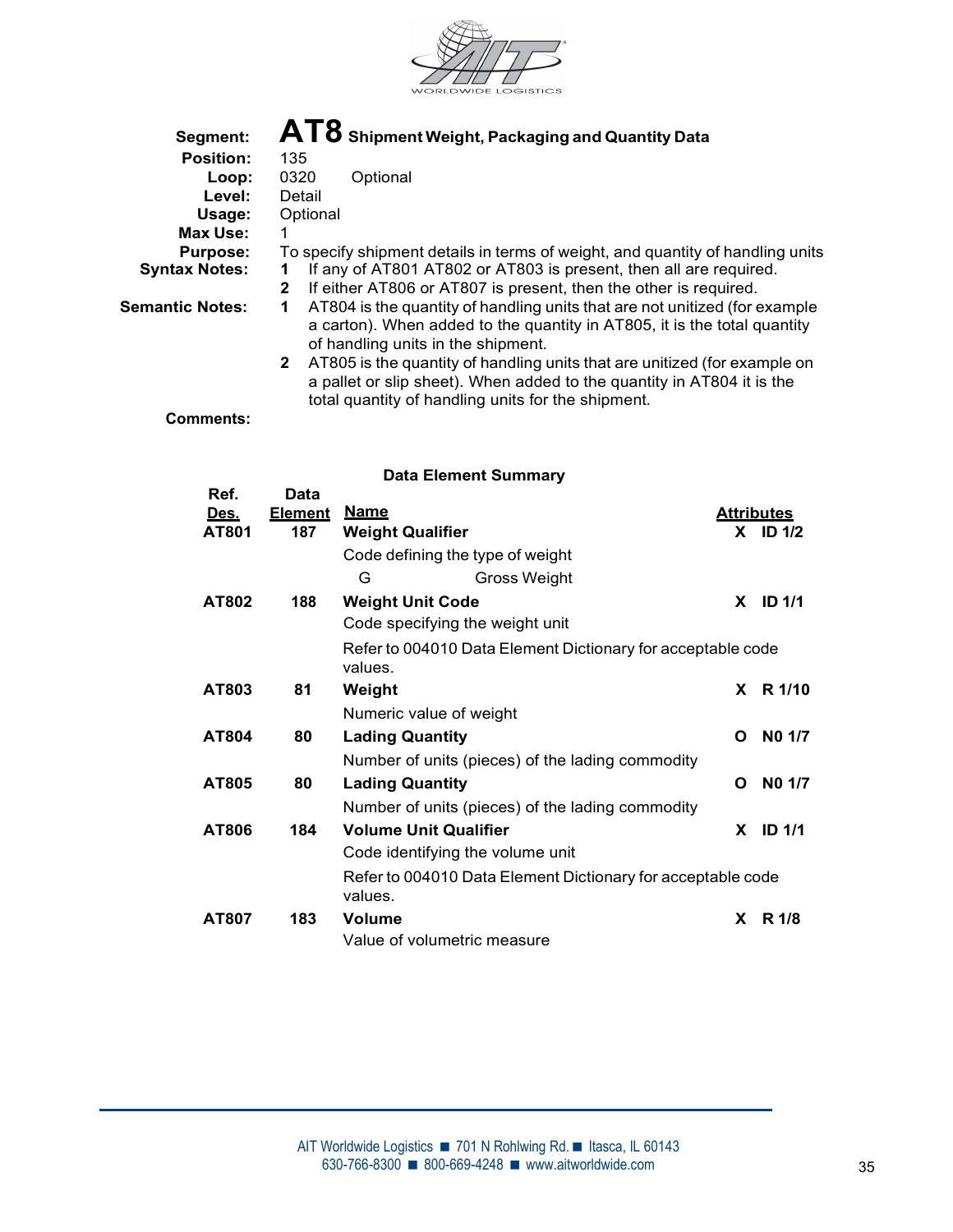**Segment:** **AT8** **Shipment Weight, Packaging and Quantity Data**
**Position:** 135
**Loop:** 0320 Optional
**Level:** Detail
**Usage:** Optional
**Max Use:** 1
**Purpose:** To specify shipment details in terms of weight, and quantity of handling units
**Syntax Notes:**
1. If any of AT801 AT802 or AT803 is present, then all are required.
2. If either AT806 or AT807 is present, then the other is required.

**Semantic Notes:**
1. AT804 is the quantity of handling units that are not unitized (for example a carton). When added to the quantity in AT805, it is the total quantity of handling units in the shipment.
2. AT805 is the quantity of handling units that are unitized (for example on a pallet or slip sheet). When added to the quantity in AT804 it is the total quantity of handling units for the shipment.

**Comments:**

### Data Element Summary

| Ref. Des. | Data Element | Name | | Attributes |
|---|---|---|---|---|
| **AT801** | **187** | **Weight Qualifier** | **X** | **ID 1/2** |
| | | Code defining the type of weight | | |
| | | G — Gross Weight | | |
| **AT802** | **188** | **Weight Unit Code** | **X** | **ID 1/1** |
| | | Code specifying the weight unit | | |
| | | Refer to 004010 Data Element Dictionary for acceptable code values. | | |
| **AT803** | **81** | **Weight** | **X** | **R 1/10** |
| | | Numeric value of weight | | |
| **AT804** | **80** | **Lading Quantity** | **O** | **N0 1/7** |
| | | Number of units (pieces) of the lading commodity | | |
| **AT805** | **80** | **Lading Quantity** | **O** | **N0 1/7** |
| | | Number of units (pieces) of the lading commodity | | |
| **AT806** | **184** | **Volume Unit Qualifier** | **X** | **ID 1/1** |
| | | Code identifying the volume unit | | |
| | | Refer to 004010 Data Element Dictionary for acceptable code values. | | |
| **AT807** | **183** | **Volume** | **X** | **R 1/8** |
| | | Value of volumetric measure | | |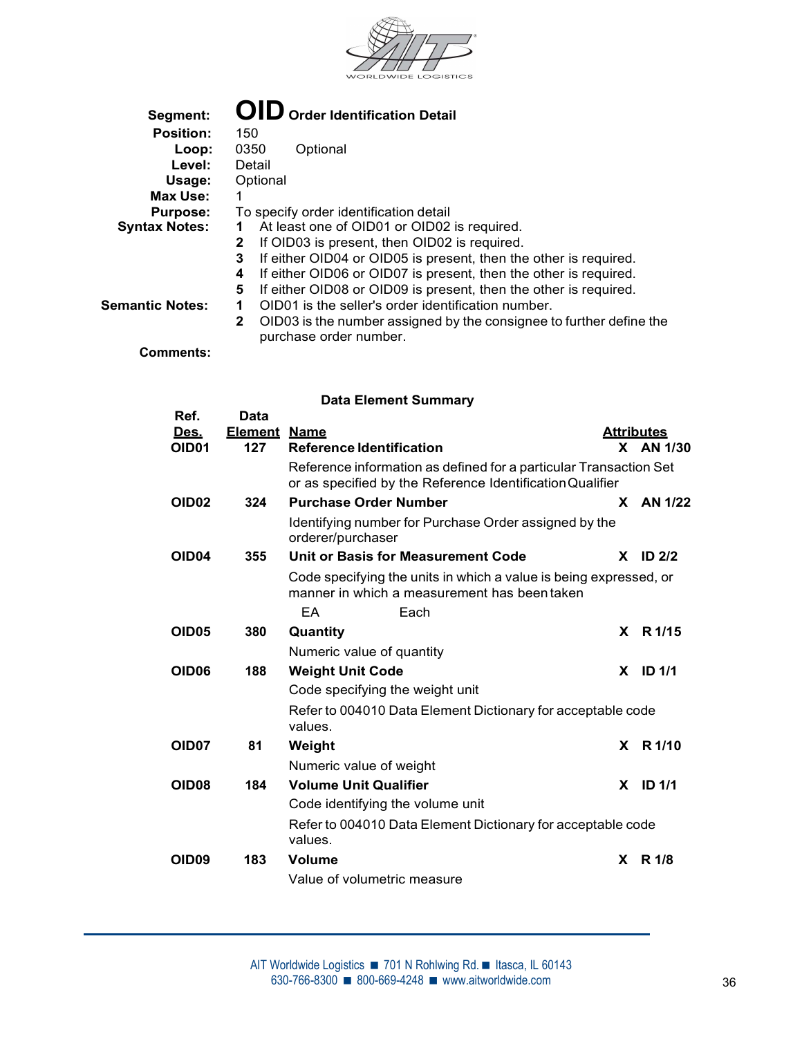**Segment:** **OID** **Order Identification Detail**
**Position:** 150
**Loop:** 0350 Optional
**Level:** Detail
**Usage:** Optional
**Max Use:** 1
**Purpose:** To specify order identification detail
**Syntax Notes:**
1. At least one of OID01 or OID02 is required.
2. If OID03 is present, then OID02 is required.
3. If either OID04 or OID05 is present, then the other is required.
4. If either OID06 or OID07 is present, then the other is required.
5. If either OID08 or OID09 is present, then the other is required.

**Semantic Notes:**
1. OID01 is the seller's order identification number.
2. OID03 is the number assigned by the consignee to further define the purchase order number.

**Comments:**

### Data Element Summary

| Ref. Des. | Data Element | Name | | Attributes |
|---|---|---|---|---|
| **OID01** | **127** | **Reference Identification** | **X** | **AN 1/30** |
| | | Reference information as defined for a particular Transaction Set or as specified by the Reference Identification Qualifier | | |
| **OID02** | **324** | **Purchase Order Number** | **X** | **AN 1/22** |
| | | Identifying number for Purchase Order assigned by the orderer/purchaser | | |
| **OID04** | **355** | **Unit or Basis for Measurement Code** | **X** | **ID 2/2** |
| | | Code specifying the units in which a value is being expressed, or manner in which a measurement has been taken | | |
| | | EA Each | | |
| **OID05** | **380** | **Quantity** | **X** | **R 1/15** |
| | | Numeric value of quantity | | |
| **OID06** | **188** | **Weight Unit Code** | **X** | **ID 1/1** |
| | | Code specifying the weight unit | | |
| | | Refer to 004010 Data Element Dictionary for acceptable code values. | | |
| **OID07** | **81** | **Weight** | **X** | **R 1/10** |
| | | Numeric value of weight | | |
| **OID08** | **184** | **Volume Unit Qualifier** | **X** | **ID 1/1** |
| | | Code identifying the volume unit | | |
| | | Refer to 004010 Data Element Dictionary for acceptable code values. | | |
| **OID09** | **183** | **Volume** | **X** | **R 1/8** |
| | | Value of volumetric measure | | |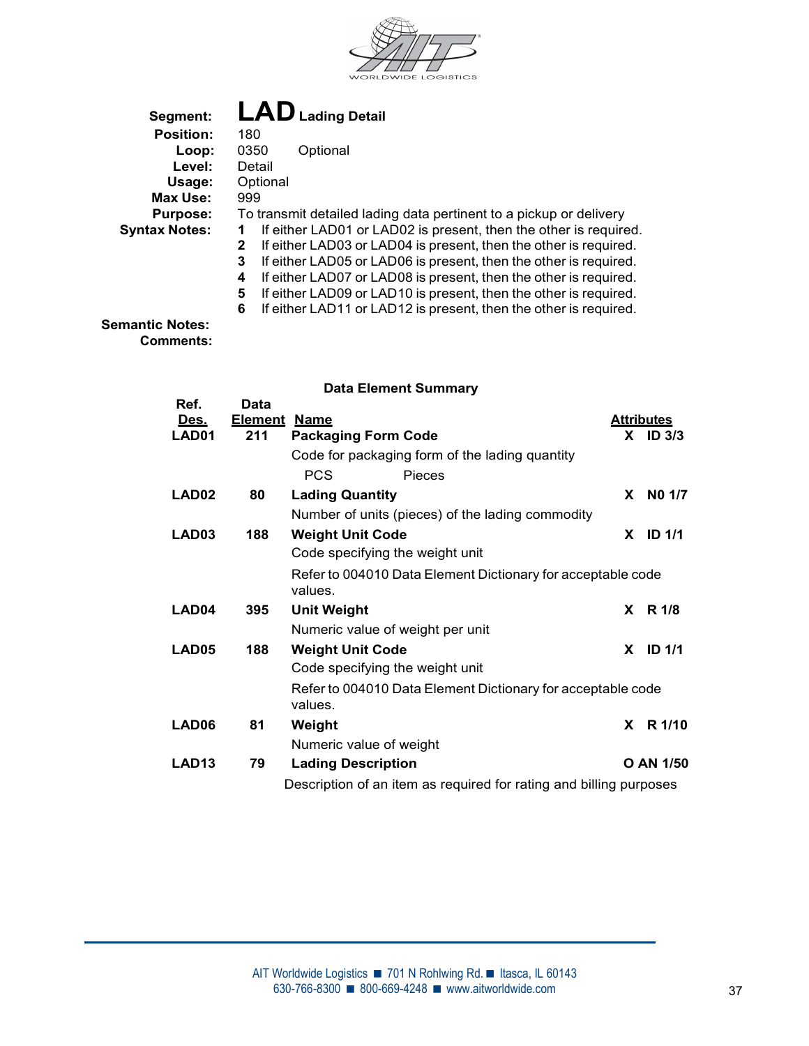**Segment:** **LAD** **Lading Detail**

**Position:** 180

**Loop:** 0350 Optional

**Level:** Detail

**Usage:** Optional

**Max Use:** 999

**Purpose:** To transmit detailed lading data pertinent to a pickup or delivery

**Syntax Notes:**

1. If either LAD01 or LAD02 is present, then the other is required.
2. If either LAD03 or LAD04 is present, then the other is required.
3. If either LAD05 or LAD06 is present, then the other is required.
4. If either LAD07 or LAD08 is present, then the other is required.
5. If either LAD09 or LAD10 is present, then the other is required.
6. If either LAD11 or LAD12 is present, then the other is required.

**Semantic Notes:**

**Comments:**

### Data Element Summary

| Ref. Des. | Data Element | Name | Attributes |
|---|---|---|---|
| **LAD01** | **211** | **Packaging Form Code**<br>Code for packaging form of the lading quantity<br>PCS Pieces | **X ID 3/3** |
| **LAD02** | **80** | **Lading Quantity**<br>Number of units (pieces) of the lading commodity | **X N0 1/7** |
| **LAD03** | **188** | **Weight Unit Code**<br>Code specifying the weight unit<br>Refer to 004010 Data Element Dictionary for acceptable code values. | **X ID 1/1** |
| **LAD04** | **395** | **Unit Weight**<br>Numeric value of weight per unit | **X R 1/8** |
| **LAD05** | **188** | **Weight Unit Code**<br>Code specifying the weight unit<br>Refer to 004010 Data Element Dictionary for acceptable code values. | **X ID 1/1** |
| **LAD06** | **81** | **Weight**<br>Numeric value of weight | **X R 1/10** |
| **LAD13** | **79** | **Lading Description**<br>Description of an item as required for rating and billing purposes | **O AN 1/50** |

AIT Worldwide Logistics ■ 701 N Rohlwing Rd. ■ Itasca, IL 60143
630-766-8300 ■ 800-669-4248 ■ www.aitworldwide.com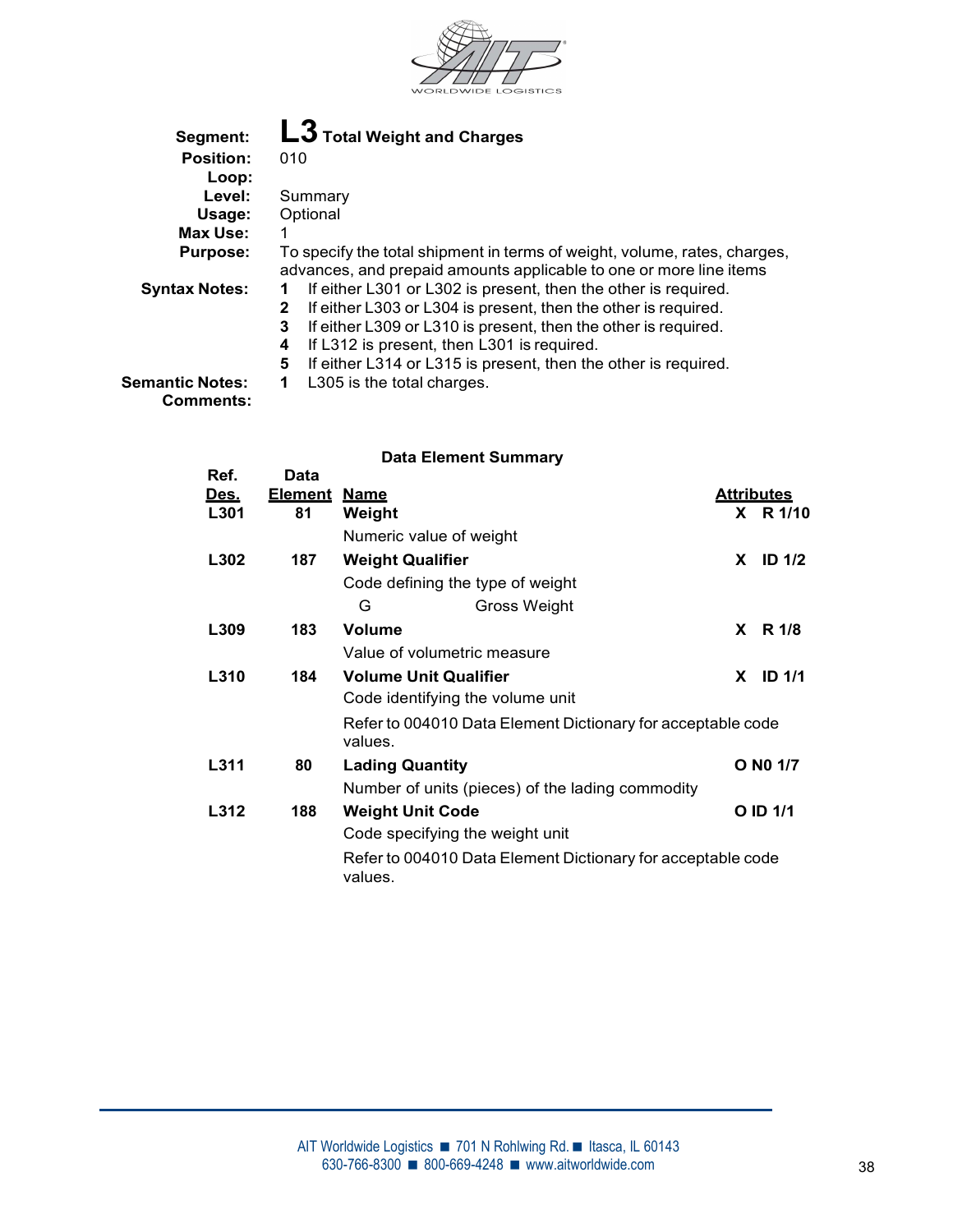| | |
|---|---|
| **Segment:** | **L3** **Total Weight and Charges** |
| **Position:** | 010 |
| **Loop:** | |
| **Level:** | Summary |
| **Usage:** | Optional |
| **Max Use:** | 1 |
| **Purpose:** | To specify the total shipment in terms of weight, volume, rates, charges, advances, and prepaid amounts applicable to one or more line items |
| **Syntax Notes:** | **1** If either L301 or L302 is present, then the other is required. |
| | **2** If either L303 or L304 is present, then the other is required. |
| | **3** If either L309 or L310 is present, then the other is required. |
| | **4** If L312 is present, then L301 is required. |
| | **5** If either L314 or L315 is present, then the other is required. |
| **Semantic Notes:** | **1** L305 is the total charges. |
| **Comments:** | |

## Data Element Summary

| Ref. Des. | Data Element | Name | Attributes |
|---|---|---|---|
| **L301** | **81** | **Weight** | **X R 1/10** |
| | | Numeric value of weight | |
| **L302** | **187** | **Weight Qualifier** | **X ID 1/2** |
| | | Code defining the type of weight | |
| | | G — Gross Weight | |
| **L309** | **183** | **Volume** | **X R 1/8** |
| | | Value of volumetric measure | |
| **L310** | **184** | **Volume Unit Qualifier** | **X ID 1/1** |
| | | Code identifying the volume unit | |
| | | Refer to 004010 Data Element Dictionary for acceptable code values. | |
| **L311** | **80** | **Lading Quantity** | **O N0 1/7** |
| | | Number of units (pieces) of the lading commodity | |
| **L312** | **188** | **Weight Unit Code** | **O ID 1/1** |
| | | Code specifying the weight unit | |
| | | Refer to 004010 Data Element Dictionary for acceptable code values. | |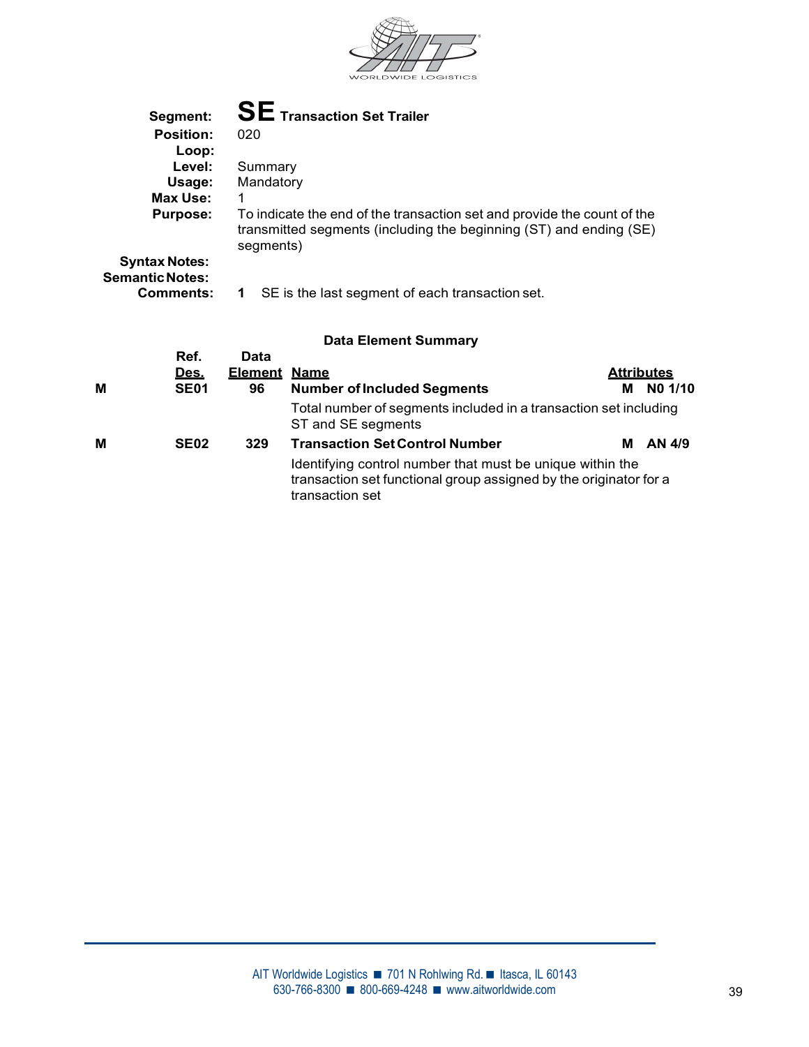**Segment:** **SE** **Transaction Set Trailer**
**Position:** 020
**Loop:**
**Level:** Summary
**Usage:** Mandatory
**Max Use:** 1
**Purpose:** To indicate the end of the transaction set and provide the count of the transmitted segments (including the beginning (ST) and ending (SE) segments)
**Syntax Notes:**
**Semantic Notes:**
**Comments:** **1** SE is the last segment of each transaction set.

**Data Element Summary**

| | Ref. Des. | Data Element | Name | | Attributes |
|---|---|---|---|---|---|
| **M** | **SE01** | **96** | **Number of Included Segments** | **M** | **N0 1/10** |
| | | | Total number of segments included in a transaction set including ST and SE segments | | |
| **M** | **SE02** | **329** | **Transaction Set Control Number** | **M** | **AN 4/9** |
| | | | Identifying control number that must be unique within the transaction set functional group assigned by the originator for a transaction set | | |

AIT Worldwide Logistics ■ 701 N Rohlwing Rd. ■ Itasca, IL 60143
630-766-8300 ■ 800-669-4248 ■ www.aitworldwide.com